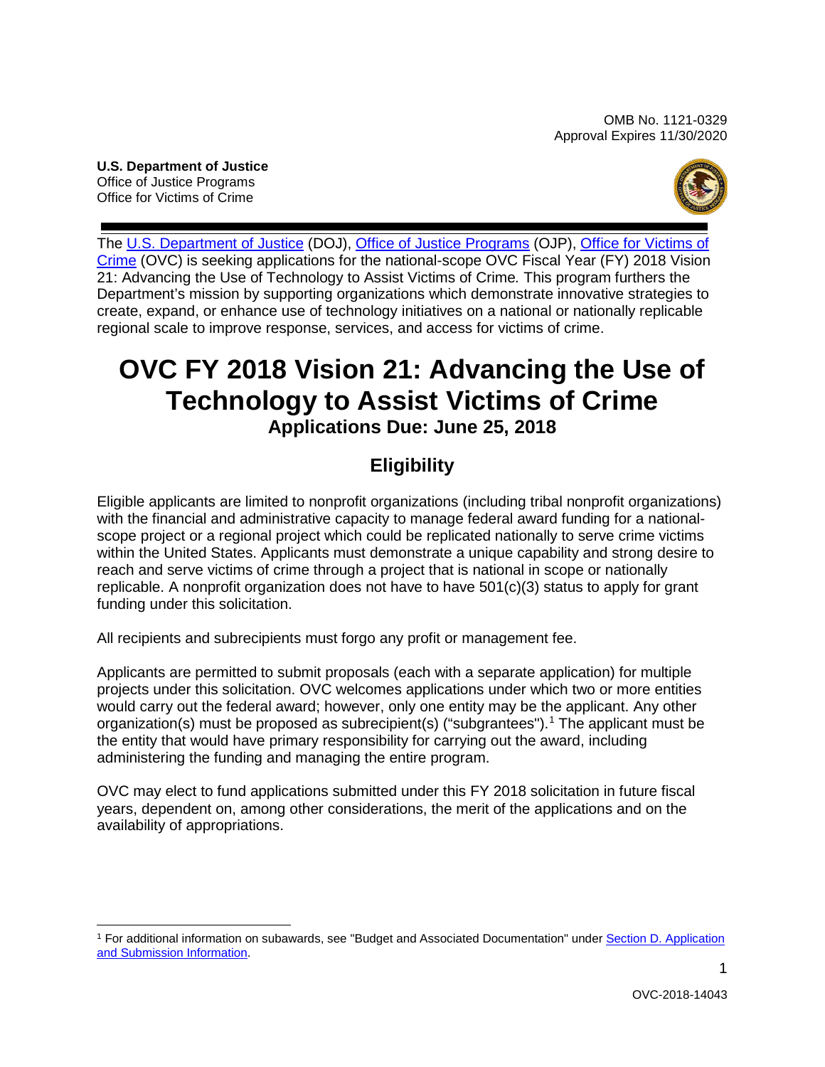OMB No. 1121-0329
Approval Expires 11/30/2020

**U.S. Department of Justice**
Office of Justice Programs
Office for Victims of Crime

The U.S. Department of Justice (DOJ), Office of Justice Programs (OJP), Office for Victims of Crime (OVC) is seeking applications for the national-scope OVC Fiscal Year (FY) 2018 Vision 21: Advancing the Use of Technology to Assist Victims of Crime*.* This program furthers the Department's mission by supporting organizations which demonstrate innovative strategies to create, expand, or enhance use of technology initiatives on a national or nationally replicable regional scale to improve response, services, and access for victims of crime.

# OVC FY 2018 Vision 21: Advancing the Use of Technology to Assist Victims of Crime

### Applications Due: June 25, 2018

## Eligibility

Eligible applicants are limited to nonprofit organizations (including tribal nonprofit organizations) with the financial and administrative capacity to manage federal award funding for a national-scope project or a regional project which could be replicated nationally to serve crime victims within the United States. Applicants must demonstrate a unique capability and strong desire to reach and serve victims of crime through a project that is national in scope or nationally replicable. A nonprofit organization does not have to have 501(c)(3) status to apply for grant funding under this solicitation.

All recipients and subrecipients must forgo any profit or management fee.

Applicants are permitted to submit proposals (each with a separate application) for multiple projects under this solicitation. OVC welcomes applications under which two or more entities would carry out the federal award; however, only one entity may be the applicant. Any other organization(s) must be proposed as subrecipient(s) ("subgrantees").[1] The applicant must be the entity that would have primary responsibility for carrying out the award, including administering the funding and managing the entire program.

OVC may elect to fund applications submitted under this FY 2018 solicitation in future fiscal years, dependent on, among other considerations, the merit of the applications and on the availability of appropriations.

[1] For additional information on subawards, see "Budget and Associated Documentation" under Section D. Application and Submission Information.

OVC-2018-14043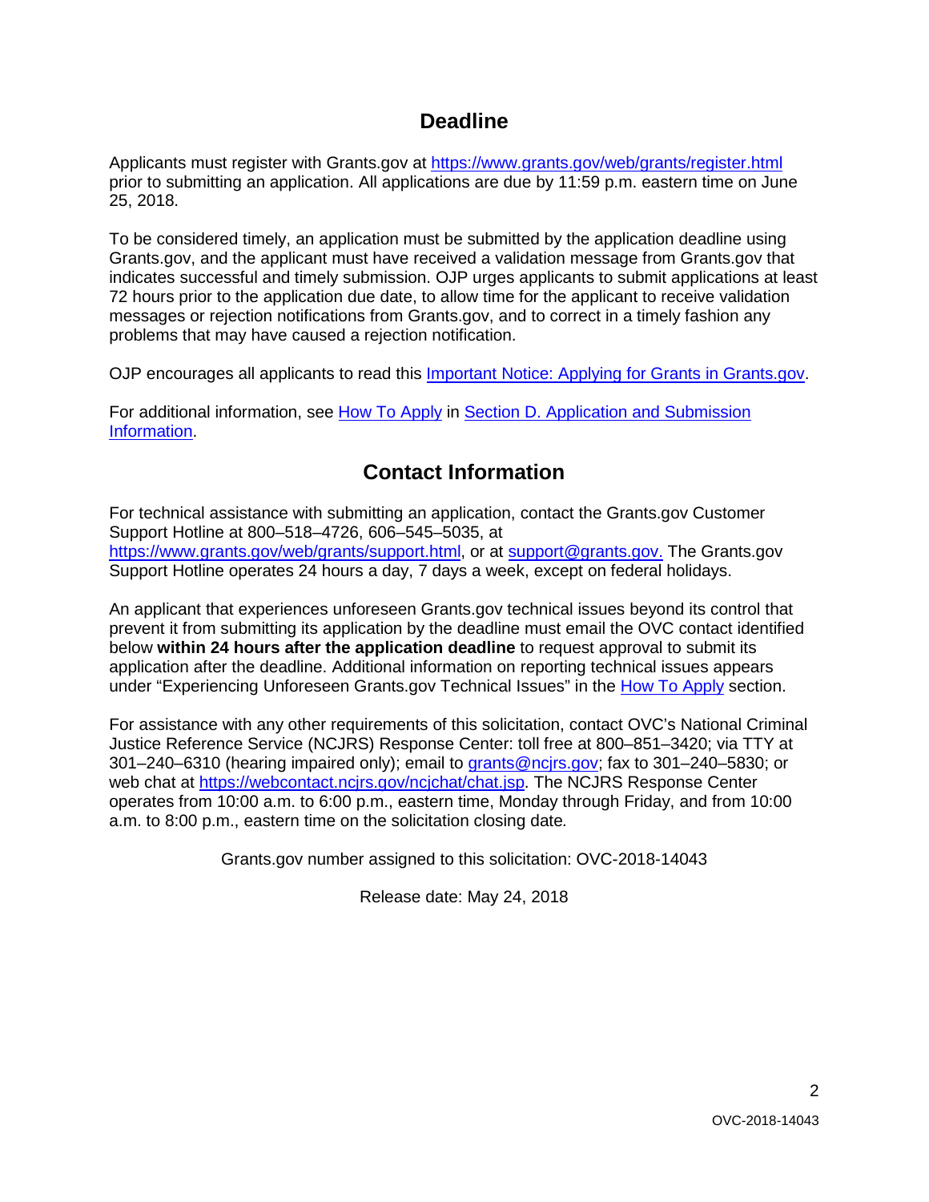## Deadline

Applicants must register with Grants.gov at [https://www.grants.gov/web/grants/register.html](https://www.grants.gov/web/grants/register.html) prior to submitting an application. All applications are due by 11:59 p.m. eastern time on June 25, 2018.

To be considered timely, an application must be submitted by the application deadline using Grants.gov, and the applicant must have received a validation message from Grants.gov that indicates successful and timely submission. OJP urges applicants to submit applications at least 72 hours prior to the application due date, to allow time for the applicant to receive validation messages or rejection notifications from Grants.gov, and to correct in a timely fashion any problems that may have caused a rejection notification.

OJP encourages all applicants to read this [Important Notice: Applying for Grants in Grants.gov](#).

For additional information, see [How To Apply](#) in [Section D. Application and Submission Information](#).

## Contact Information

For technical assistance with submitting an application, contact the Grants.gov Customer Support Hotline at 800–518–4726, 606–545–5035, at [https://www.grants.gov/web/grants/support.html](https://www.grants.gov/web/grants/support.html), or at [support@grants.gov.](mailto:support@grants.gov) The Grants.gov Support Hotline operates 24 hours a day, 7 days a week, except on federal holidays.

An applicant that experiences unforeseen Grants.gov technical issues beyond its control that prevent it from submitting its application by the deadline must email the OVC contact identified below **within 24 hours after the application deadline** to request approval to submit its application after the deadline. Additional information on reporting technical issues appears under "Experiencing Unforeseen Grants.gov Technical Issues" in the [How To Apply](#) section.

For assistance with any other requirements of this solicitation, contact OVC's National Criminal Justice Reference Service (NCJRS) Response Center: toll free at 800–851–3420; via TTY at 301–240–6310 (hearing impaired only); email to [grants@ncjrs.gov](mailto:grants@ncjrs.gov); fax to 301–240–5830; or web chat at [https://webcontact.ncjrs.gov/ncjchat/chat.jsp](https://webcontact.ncjrs.gov/ncjchat/chat.jsp). The NCJRS Response Center operates from 10:00 a.m. to 6:00 p.m., eastern time, Monday through Friday, and from 10:00 a.m. to 8:00 p.m., eastern time on the solicitation closing date.

Grants.gov number assigned to this solicitation: OVC-2018-14043

Release date: May 24, 2018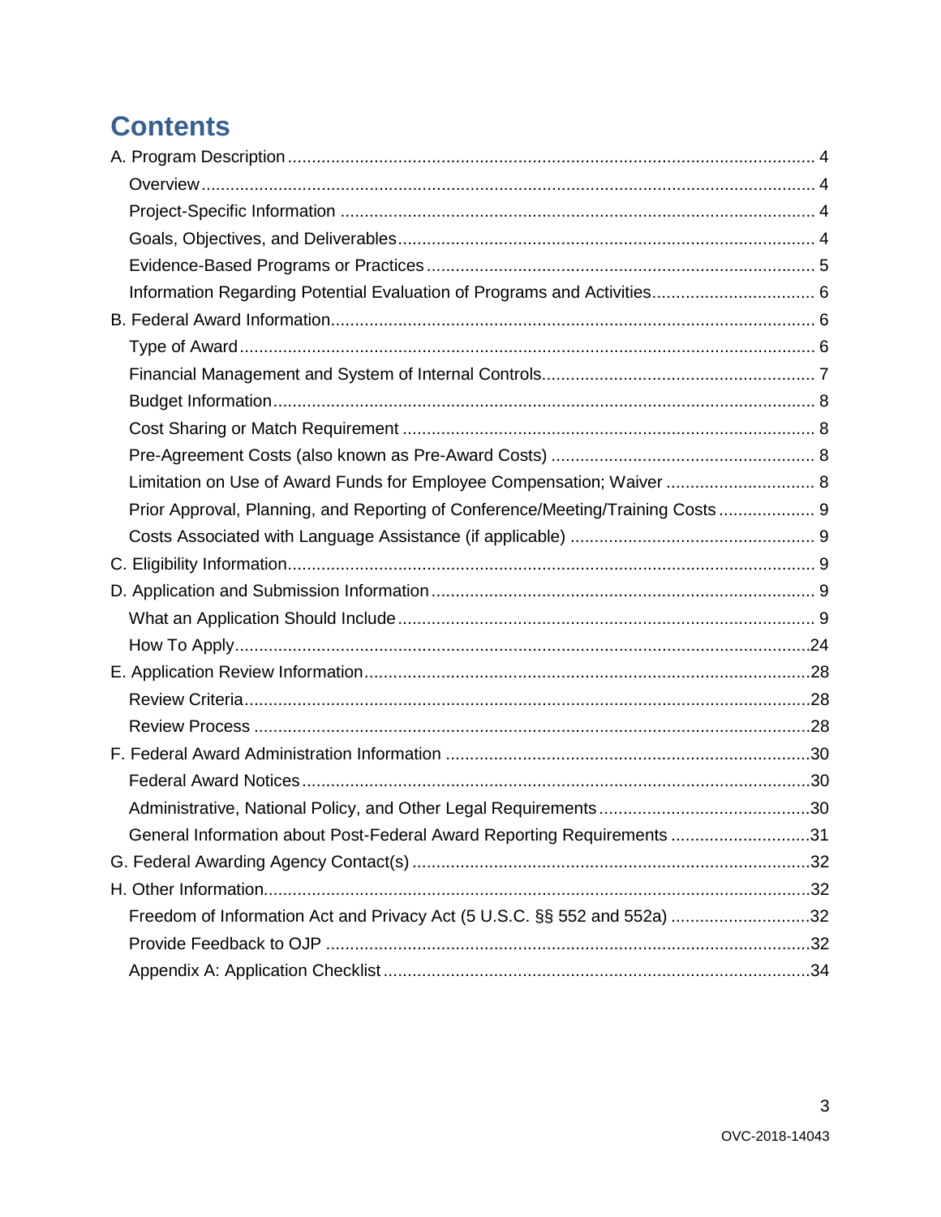# Contents

A. Program Description ..... 4
- Overview ..... 4
- Project-Specific Information ..... 4
- Goals, Objectives, and Deliverables ..... 4
- Evidence-Based Programs or Practices ..... 5
- Information Regarding Potential Evaluation of Programs and Activities ..... 6

B. Federal Award Information ..... 6
- Type of Award ..... 6
- Financial Management and System of Internal Controls ..... 7
- Budget Information ..... 8
- Cost Sharing or Match Requirement ..... 8
- Pre-Agreement Costs (also known as Pre-Award Costs) ..... 8
- Limitation on Use of Award Funds for Employee Compensation; Waiver ..... 8
- Prior Approval, Planning, and Reporting of Conference/Meeting/Training Costs ..... 9
- Costs Associated with Language Assistance (if applicable) ..... 9

C. Eligibility Information ..... 9

D. Application and Submission Information ..... 9
- What an Application Should Include ..... 9
- How To Apply ..... 24

E. Application Review Information ..... 28
- Review Criteria ..... 28
- Review Process ..... 28

F. Federal Award Administration Information ..... 30
- Federal Award Notices ..... 30
- Administrative, National Policy, and Other Legal Requirements ..... 30
- General Information about Post-Federal Award Reporting Requirements ..... 31

G. Federal Awarding Agency Contact(s) ..... 32

H. Other Information ..... 32
- Freedom of Information Act and Privacy Act (5 U.S.C. §§ 552 and 552a) ..... 32
- Provide Feedback to OJP ..... 32
- Appendix A: Application Checklist ..... 34

OVC-2018-14043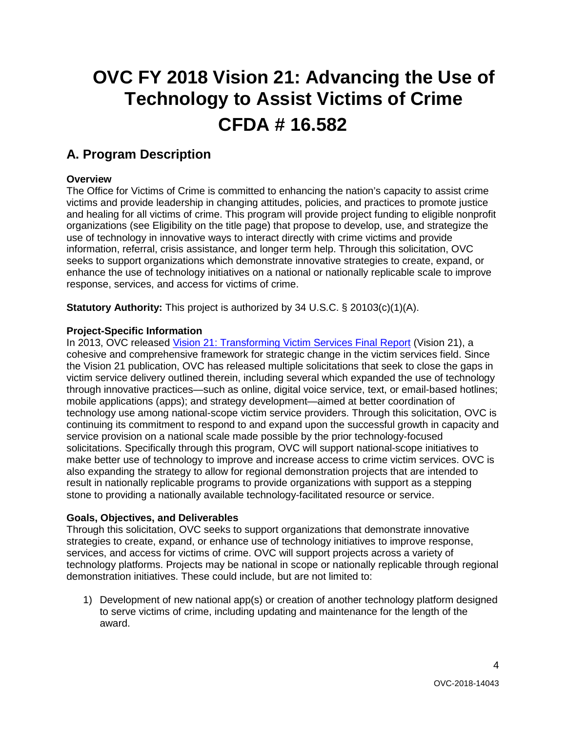# OVC FY 2018 Vision 21: Advancing the Use of Technology to Assist Victims of Crime CFDA # 16.582

## A. Program Description

**Overview**
The Office for Victims of Crime is committed to enhancing the nation's capacity to assist crime victims and provide leadership in changing attitudes, policies, and practices to promote justice and healing for all victims of crime. This program will provide project funding to eligible nonprofit organizations (see Eligibility on the title page) that propose to develop, use, and strategize the use of technology in innovative ways to interact directly with crime victims and provide information, referral, crisis assistance, and longer term help. Through this solicitation, OVC seeks to support organizations which demonstrate innovative strategies to create, expand, or enhance the use of technology initiatives on a national or nationally replicable scale to improve response, services, and access for victims of crime.

**Statutory Authority:** This project is authorized by 34 U.S.C. § 20103(c)(1)(A).

**Project-Specific Information**
In 2013, OVC released Vision 21: Transforming Victim Services Final Report (Vision 21), a cohesive and comprehensive framework for strategic change in the victim services field. Since the Vision 21 publication, OVC has released multiple solicitations that seek to close the gaps in victim service delivery outlined therein, including several which expanded the use of technology through innovative practices—such as online, digital voice service, text, or email-based hotlines; mobile applications (apps); and strategy development—aimed at better coordination of technology use among national-scope victim service providers. Through this solicitation, OVC is continuing its commitment to respond to and expand upon the successful growth in capacity and service provision on a national scale made possible by the prior technology-focused solicitations. Specifically through this program, OVC will support national-scope initiatives to make better use of technology to improve and increase access to crime victim services. OVC is also expanding the strategy to allow for regional demonstration projects that are intended to result in nationally replicable programs to provide organizations with support as a stepping stone to providing a nationally available technology-facilitated resource or service.

**Goals, Objectives, and Deliverables**
Through this solicitation, OVC seeks to support organizations that demonstrate innovative strategies to create, expand, or enhance use of technology initiatives to improve response, services, and access for victims of crime. OVC will support projects across a variety of technology platforms. Projects may be national in scope or nationally replicable through regional demonstration initiatives. These could include, but are not limited to:

1) Development of new national app(s) or creation of another technology platform designed to serve victims of crime, including updating and maintenance for the length of the award.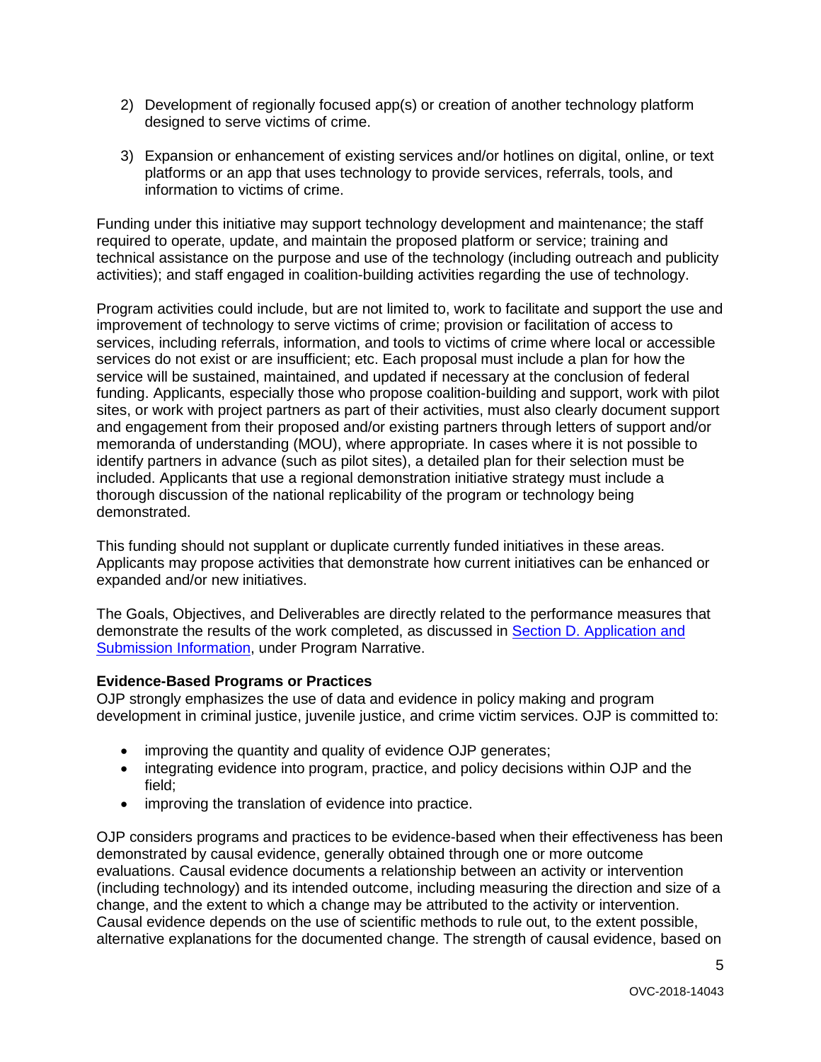2) Development of regionally focused app(s) or creation of another technology platform designed to serve victims of crime.

3) Expansion or enhancement of existing services and/or hotlines on digital, online, or text platforms or an app that uses technology to provide services, referrals, tools, and information to victims of crime.

Funding under this initiative may support technology development and maintenance; the staff required to operate, update, and maintain the proposed platform or service; training and technical assistance on the purpose and use of the technology (including outreach and publicity activities); and staff engaged in coalition-building activities regarding the use of technology.

Program activities could include, but are not limited to, work to facilitate and support the use and improvement of technology to serve victims of crime; provision or facilitation of access to services, including referrals, information, and tools to victims of crime where local or accessible services do not exist or are insufficient; etc. Each proposal must include a plan for how the service will be sustained, maintained, and updated if necessary at the conclusion of federal funding. Applicants, especially those who propose coalition-building and support, work with pilot sites, or work with project partners as part of their activities, must also clearly document support and engagement from their proposed and/or existing partners through letters of support and/or memoranda of understanding (MOU), where appropriate. In cases where it is not possible to identify partners in advance (such as pilot sites), a detailed plan for their selection must be included. Applicants that use a regional demonstration initiative strategy must include a thorough discussion of the national replicability of the program or technology being demonstrated.

This funding should not supplant or duplicate currently funded initiatives in these areas. Applicants may propose activities that demonstrate how current initiatives can be enhanced or expanded and/or new initiatives.

The Goals, Objectives, and Deliverables are directly related to the performance measures that demonstrate the results of the work completed, as discussed in Section D. Application and Submission Information, under Program Narrative.

**Evidence-Based Programs or Practices**

OJP strongly emphasizes the use of data and evidence in policy making and program development in criminal justice, juvenile justice, and crime victim services. OJP is committed to:

- improving the quantity and quality of evidence OJP generates;
- integrating evidence into program, practice, and policy decisions within OJP and the field;
- improving the translation of evidence into practice.

OJP considers programs and practices to be evidence-based when their effectiveness has been demonstrated by causal evidence, generally obtained through one or more outcome evaluations. Causal evidence documents a relationship between an activity or intervention (including technology) and its intended outcome, including measuring the direction and size of a change, and the extent to which a change may be attributed to the activity or intervention. Causal evidence depends on the use of scientific methods to rule out, to the extent possible, alternative explanations for the documented change. The strength of causal evidence, based on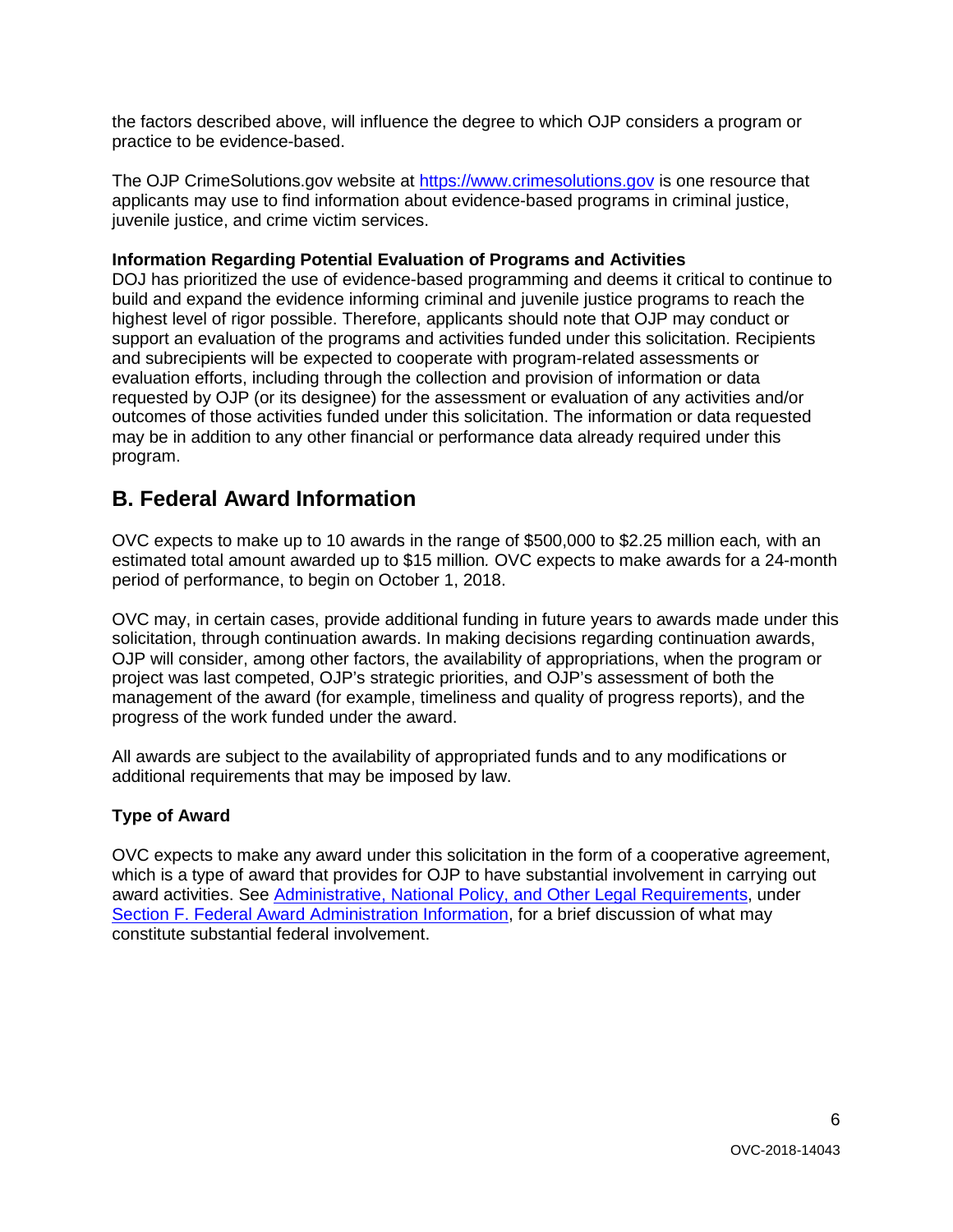the factors described above, will influence the degree to which OJP considers a program or practice to be evidence-based.

The OJP CrimeSolutions.gov website at [https://www.crimesolutions.gov](https://www.crimesolutions.gov) is one resource that applicants may use to find information about evidence-based programs in criminal justice, juvenile justice, and crime victim services.

**Information Regarding Potential Evaluation of Programs and Activities**

DOJ has prioritized the use of evidence-based programming and deems it critical to continue to build and expand the evidence informing criminal and juvenile justice programs to reach the highest level of rigor possible. Therefore, applicants should note that OJP may conduct or support an evaluation of the programs and activities funded under this solicitation. Recipients and subrecipients will be expected to cooperate with program-related assessments or evaluation efforts, including through the collection and provision of information or data requested by OJP (or its designee) for the assessment or evaluation of any activities and/or outcomes of those activities funded under this solicitation. The information or data requested may be in addition to any other financial or performance data already required under this program.

## B. Federal Award Information

OVC expects to make up to 10 awards in the range of $500,000 to $2.25 million each, with an estimated total amount awarded up to $15 million. OVC expects to make awards for a 24-month period of performance, to begin on October 1, 2018.

OVC may, in certain cases, provide additional funding in future years to awards made under this solicitation, through continuation awards. In making decisions regarding continuation awards, OJP will consider, among other factors, the availability of appropriations, when the program or project was last competed, OJP's strategic priorities, and OJP's assessment of both the management of the award (for example, timeliness and quality of progress reports), and the progress of the work funded under the award.

All awards are subject to the availability of appropriated funds and to any modifications or additional requirements that may be imposed by law.

**Type of Award**

OVC expects to make any award under this solicitation in the form of a cooperative agreement, which is a type of award that provides for OJP to have substantial involvement in carrying out award activities. See Administrative, National Policy, and Other Legal Requirements, under Section F. Federal Award Administration Information, for a brief discussion of what may constitute substantial federal involvement.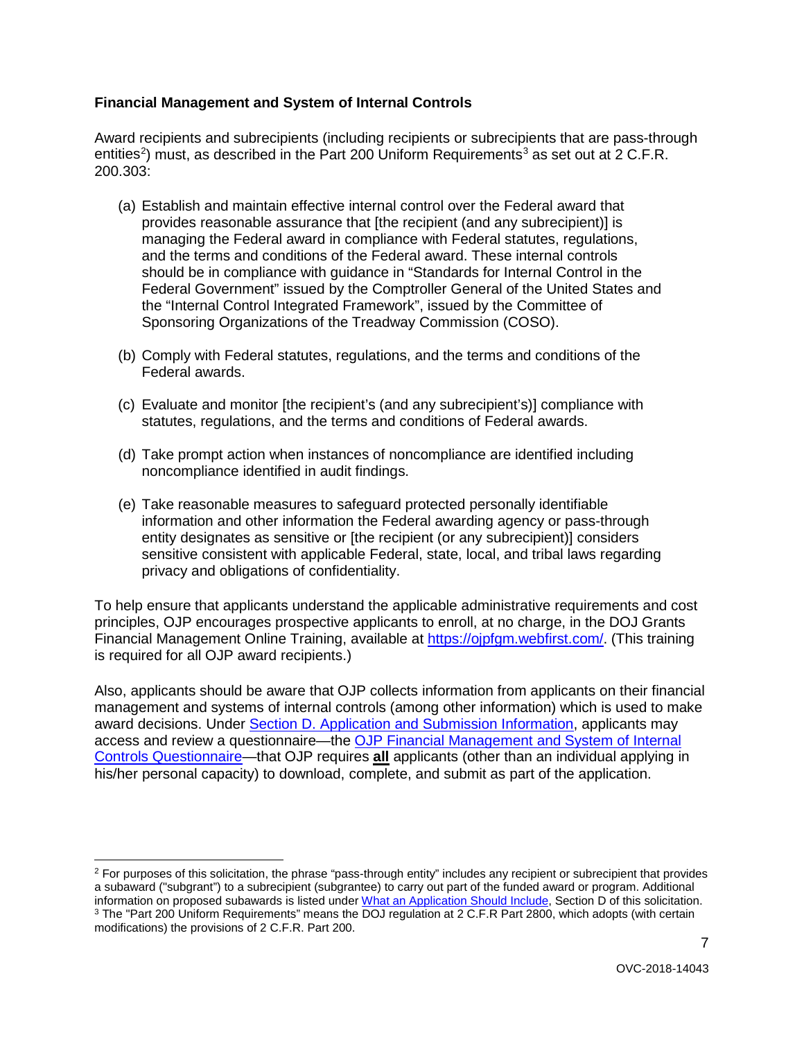**Financial Management and System of Internal Controls**

Award recipients and subrecipients (including recipients or subrecipients that are pass-through entities[2]) must, as described in the Part 200 Uniform Requirements[3] as set out at 2 C.F.R. 200.303:

(a) Establish and maintain effective internal control over the Federal award that provides reasonable assurance that [the recipient (and any subrecipient)] is managing the Federal award in compliance with Federal statutes, regulations, and the terms and conditions of the Federal award. These internal controls should be in compliance with guidance in "Standards for Internal Control in the Federal Government" issued by the Comptroller General of the United States and the "Internal Control Integrated Framework", issued by the Committee of Sponsoring Organizations of the Treadway Commission (COSO).

(b) Comply with Federal statutes, regulations, and the terms and conditions of the Federal awards.

(c) Evaluate and monitor [the recipient's (and any subrecipient's)] compliance with statutes, regulations, and the terms and conditions of Federal awards.

(d) Take prompt action when instances of noncompliance are identified including noncompliance identified in audit findings.

(e) Take reasonable measures to safeguard protected personally identifiable information and other information the Federal awarding agency or pass-through entity designates as sensitive or [the recipient (or any subrecipient)] considers sensitive consistent with applicable Federal, state, local, and tribal laws regarding privacy and obligations of confidentiality.

To help ensure that applicants understand the applicable administrative requirements and cost principles, OJP encourages prospective applicants to enroll, at no charge, in the DOJ Grants Financial Management Online Training, available at https://ojpfgm.webfirst.com/. (This training is required for all OJP award recipients.)

Also, applicants should be aware that OJP collects information from applicants on their financial management and systems of internal controls (among other information) which is used to make award decisions. Under Section D. Application and Submission Information, applicants may access and review a questionnaire—the OJP Financial Management and System of Internal Controls Questionnaire—that OJP requires **all** applicants (other than an individual applying in his/her personal capacity) to download, complete, and submit as part of the application.

---

[2] For purposes of this solicitation, the phrase "pass-through entity" includes any recipient or subrecipient that provides a subaward ("subgrant") to a subrecipient (subgrantee) to carry out part of the funded award or program. Additional information on proposed subawards is listed under What an Application Should Include, Section D of this solicitation.

[3] The "Part 200 Uniform Requirements" means the DOJ regulation at 2 C.F.R Part 2800, which adopts (with certain modifications) the provisions of 2 C.F.R. Part 200.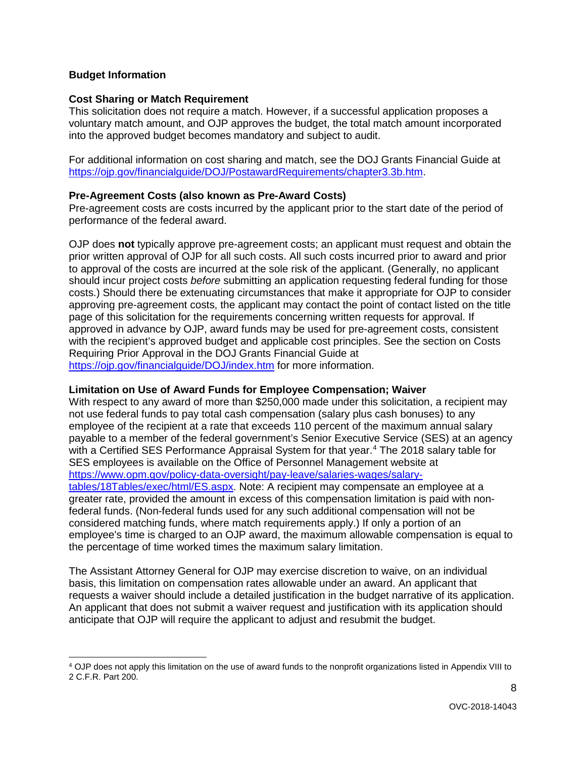**Budget Information**

**Cost Sharing or Match Requirement**

This solicitation does not require a match. However, if a successful application proposes a voluntary match amount, and OJP approves the budget, the total match amount incorporated into the approved budget becomes mandatory and subject to audit.

For additional information on cost sharing and match, see the DOJ Grants Financial Guide at https://ojp.gov/financialguide/DOJ/PostawardRequirements/chapter3.3b.htm.

**Pre-Agreement Costs (also known as Pre-Award Costs)**

Pre-agreement costs are costs incurred by the applicant prior to the start date of the period of performance of the federal award.

OJP does **not** typically approve pre-agreement costs; an applicant must request and obtain the prior written approval of OJP for all such costs. All such costs incurred prior to award and prior to approval of the costs are incurred at the sole risk of the applicant. (Generally, no applicant should incur project costs *before* submitting an application requesting federal funding for those costs.) Should there be extenuating circumstances that make it appropriate for OJP to consider approving pre-agreement costs, the applicant may contact the point of contact listed on the title page of this solicitation for the requirements concerning written requests for approval. If approved in advance by OJP, award funds may be used for pre-agreement costs, consistent with the recipient's approved budget and applicable cost principles. See the section on Costs Requiring Prior Approval in the DOJ Grants Financial Guide at https://ojp.gov/financialguide/DOJ/index.htm for more information.

**Limitation on Use of Award Funds for Employee Compensation; Waiver**

With respect to any award of more than $250,000 made under this solicitation, a recipient may not use federal funds to pay total cash compensation (salary plus cash bonuses) to any employee of the recipient at a rate that exceeds 110 percent of the maximum annual salary payable to a member of the federal government's Senior Executive Service (SES) at an agency with a Certified SES Performance Appraisal System for that year.[4] The 2018 salary table for SES employees is available on the Office of Personnel Management website at https://www.opm.gov/policy-data-oversight/pay-leave/salaries-wages/salary-tables/18Tables/exec/html/ES.aspx. Note: A recipient may compensate an employee at a greater rate, provided the amount in excess of this compensation limitation is paid with non-federal funds. (Non-federal funds used for any such additional compensation will not be considered matching funds, where match requirements apply.) If only a portion of an employee's time is charged to an OJP award, the maximum allowable compensation is equal to the percentage of time worked times the maximum salary limitation.

The Assistant Attorney General for OJP may exercise discretion to waive, on an individual basis, this limitation on compensation rates allowable under an award. An applicant that requests a waiver should include a detailed justification in the budget narrative of its application. An applicant that does not submit a waiver request and justification with its application should anticipate that OJP will require the applicant to adjust and resubmit the budget.

[4] OJP does not apply this limitation on the use of award funds to the nonprofit organizations listed in Appendix VIII to 2 C.F.R. Part 200.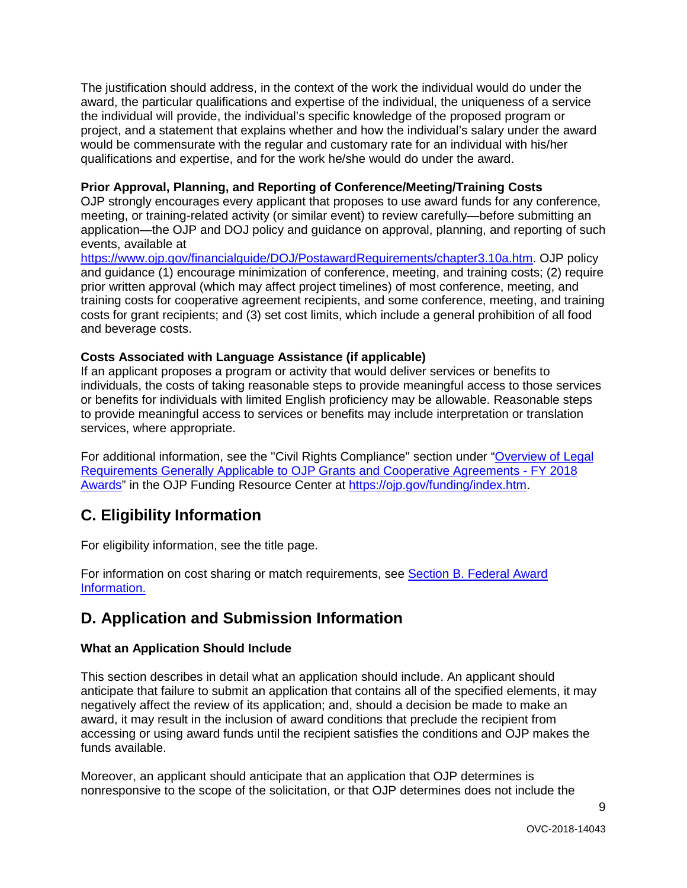The justification should address, in the context of the work the individual would do under the award, the particular qualifications and expertise of the individual, the uniqueness of a service the individual will provide, the individual's specific knowledge of the proposed program or project, and a statement that explains whether and how the individual's salary under the award would be commensurate with the regular and customary rate for an individual with his/her qualifications and expertise, and for the work he/she would do under the award.

**Prior Approval, Planning, and Reporting of Conference/Meeting/Training Costs**
OJP strongly encourages every applicant that proposes to use award funds for any conference, meeting, or training-related activity (or similar event) to review carefully—before submitting an application—the OJP and DOJ policy and guidance on approval, planning, and reporting of such events, available at [https://www.ojp.gov/financialguide/DOJ/PostawardRequirements/chapter3.10a.htm](https://www.ojp.gov/financialguide/DOJ/PostawardRequirements/chapter3.10a.htm). OJP policy and guidance (1) encourage minimization of conference, meeting, and training costs; (2) require prior written approval (which may affect project timelines) of most conference, meeting, and training costs for cooperative agreement recipients, and some conference, meeting, and training costs for grant recipients; and (3) set cost limits, which include a general prohibition of all food and beverage costs.

**Costs Associated with Language Assistance (if applicable)**
If an applicant proposes a program or activity that would deliver services or benefits to individuals, the costs of taking reasonable steps to provide meaningful access to those services or benefits for individuals with limited English proficiency may be allowable. Reasonable steps to provide meaningful access to services or benefits may include interpretation or translation services, where appropriate.

For additional information, see the "Civil Rights Compliance" section under "Overview of Legal Requirements Generally Applicable to OJP Grants and Cooperative Agreements - FY 2018 Awards" in the OJP Funding Resource Center at [https://ojp.gov/funding/index.htm](https://ojp.gov/funding/index.htm).

## C. Eligibility Information

For eligibility information, see the title page.

For information on cost sharing or match requirements, see Section B. Federal Award Information.

## D. Application and Submission Information

**What an Application Should Include**

This section describes in detail what an application should include. An applicant should anticipate that failure to submit an application that contains all of the specified elements, it may negatively affect the review of its application; and, should a decision be made to make an award, it may result in the inclusion of award conditions that preclude the recipient from accessing or using award funds until the recipient satisfies the conditions and OJP makes the funds available.

Moreover, an applicant should anticipate that an application that OJP determines is nonresponsive to the scope of the solicitation, or that OJP determines does not include the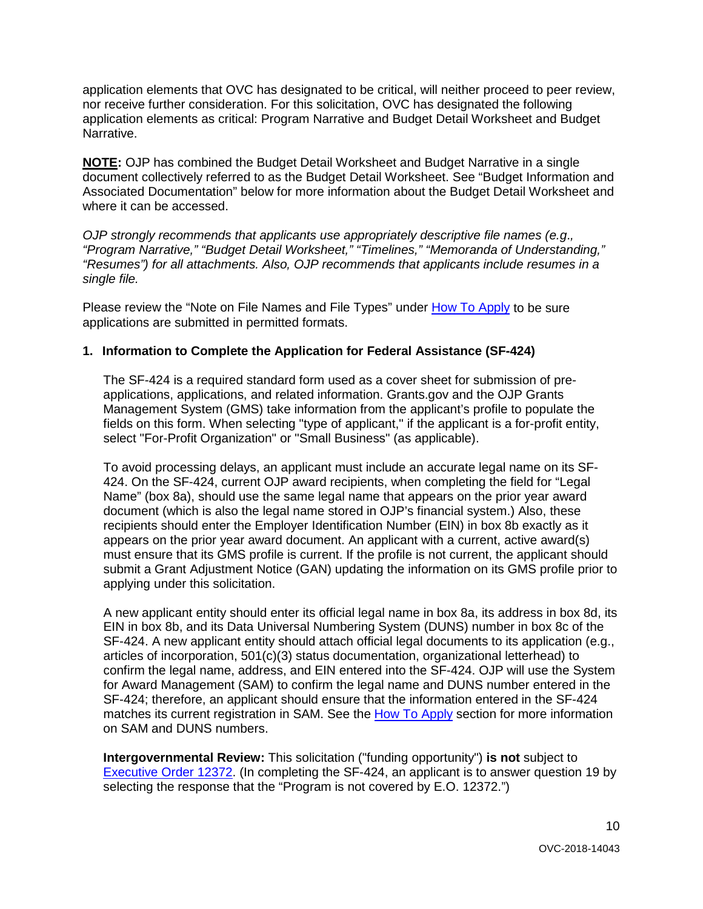application elements that OVC has designated to be critical, will neither proceed to peer review, nor receive further consideration. For this solicitation, OVC has designated the following application elements as critical: Program Narrative and Budget Detail Worksheet and Budget Narrative.

**NOTE:** OJP has combined the Budget Detail Worksheet and Budget Narrative in a single document collectively referred to as the Budget Detail Worksheet. See "Budget Information and Associated Documentation" below for more information about the Budget Detail Worksheet and where it can be accessed.

*OJP strongly recommends that applicants use appropriately descriptive file names (e.g., "Program Narrative," "Budget Detail Worksheet," "Timelines," "Memoranda of Understanding," "Resumes") for all attachments. Also, OJP recommends that applicants include resumes in a single file.*

Please review the "Note on File Names and File Types" under How To Apply to be sure applications are submitted in permitted formats.

**1. Information to Complete the Application for Federal Assistance (SF-424)**

The SF-424 is a required standard form used as a cover sheet for submission of pre-applications, applications, and related information. Grants.gov and the OJP Grants Management System (GMS) take information from the applicant's profile to populate the fields on this form. When selecting "type of applicant," if the applicant is a for-profit entity, select "For-Profit Organization" or "Small Business" (as applicable).

To avoid processing delays, an applicant must include an accurate legal name on its SF-424. On the SF-424, current OJP award recipients, when completing the field for "Legal Name" (box 8a), should use the same legal name that appears on the prior year award document (which is also the legal name stored in OJP's financial system.) Also, these recipients should enter the Employer Identification Number (EIN) in box 8b exactly as it appears on the prior year award document. An applicant with a current, active award(s) must ensure that its GMS profile is current. If the profile is not current, the applicant should submit a Grant Adjustment Notice (GAN) updating the information on its GMS profile prior to applying under this solicitation.

A new applicant entity should enter its official legal name in box 8a, its address in box 8d, its EIN in box 8b, and its Data Universal Numbering System (DUNS) number in box 8c of the SF-424. A new applicant entity should attach official legal documents to its application (e.g., articles of incorporation, 501(c)(3) status documentation, organizational letterhead) to confirm the legal name, address, and EIN entered into the SF-424. OJP will use the System for Award Management (SAM) to confirm the legal name and DUNS number entered in the SF-424; therefore, an applicant should ensure that the information entered in the SF-424 matches its current registration in SAM. See the How To Apply section for more information on SAM and DUNS numbers.

**Intergovernmental Review:** This solicitation ("funding opportunity") **is not** subject to Executive Order 12372. (In completing the SF-424, an applicant is to answer question 19 by selecting the response that the "Program is not covered by E.O. 12372.")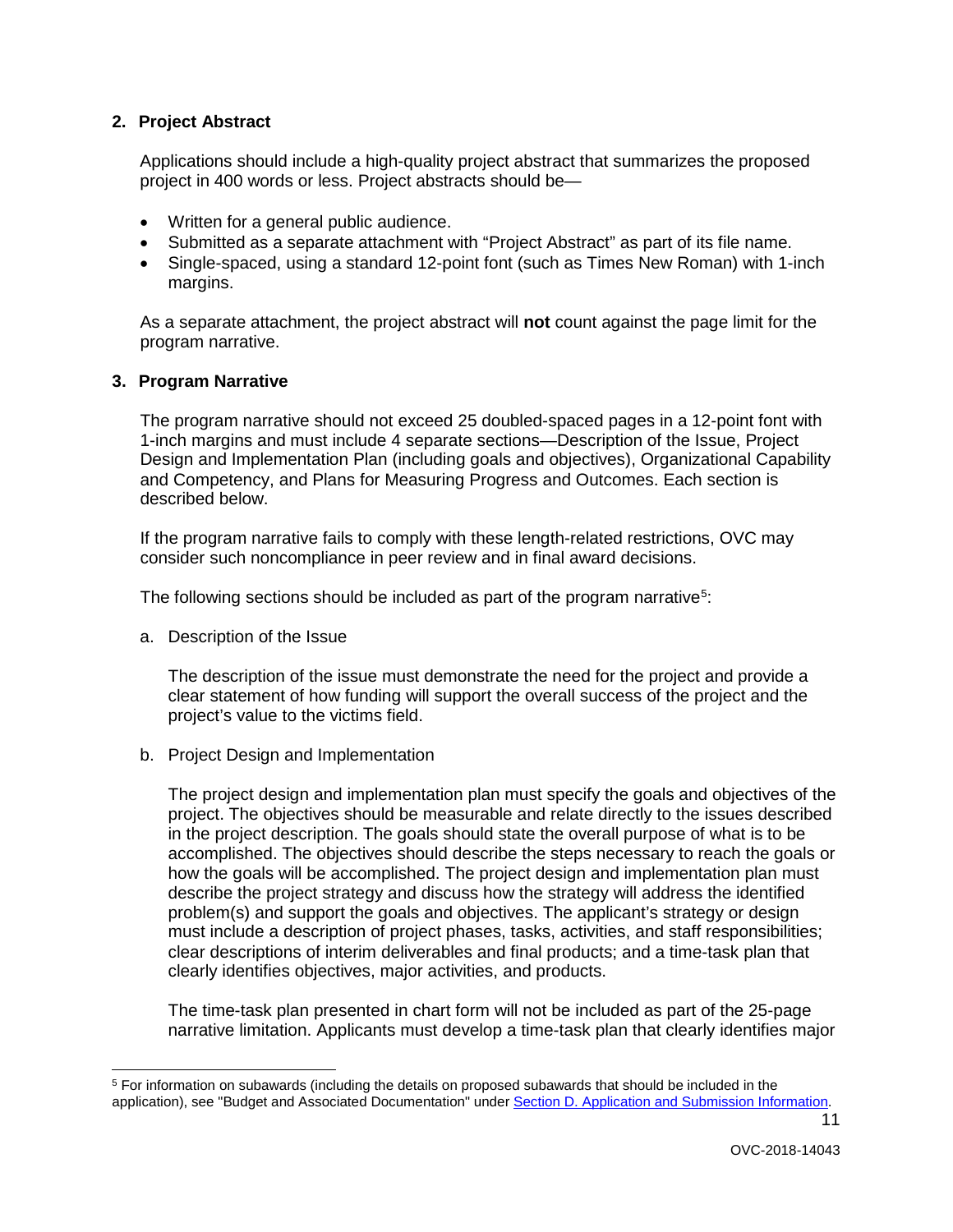## 2. Project Abstract

Applications should include a high-quality project abstract that summarizes the proposed project in 400 words or less. Project abstracts should be—

- Written for a general public audience.
- Submitted as a separate attachment with "Project Abstract" as part of its file name.
- Single-spaced, using a standard 12-point font (such as Times New Roman) with 1-inch margins.

As a separate attachment, the project abstract will **not** count against the page limit for the program narrative.

## 3. Program Narrative

The program narrative should not exceed 25 doubled-spaced pages in a 12-point font with 1-inch margins and must include 4 separate sections—Description of the Issue, Project Design and Implementation Plan (including goals and objectives), Organizational Capability and Competency, and Plans for Measuring Progress and Outcomes. Each section is described below.

If the program narrative fails to comply with these length-related restrictions, OVC may consider such noncompliance in peer review and in final award decisions.

The following sections should be included as part of the program narrative[5]:

a. Description of the Issue

   The description of the issue must demonstrate the need for the project and provide a clear statement of how funding will support the overall success of the project and the project's value to the victims field.

b. Project Design and Implementation

   The project design and implementation plan must specify the goals and objectives of the project. The objectives should be measurable and relate directly to the issues described in the project description. The goals should state the overall purpose of what is to be accomplished. The objectives should describe the steps necessary to reach the goals or how the goals will be accomplished. The project design and implementation plan must describe the project strategy and discuss how the strategy will address the identified problem(s) and support the goals and objectives. The applicant's strategy or design must include a description of project phases, tasks, activities, and staff responsibilities; clear descriptions of interim deliverables and final products; and a time-task plan that clearly identifies objectives, major activities, and products.

   The time-task plan presented in chart form will not be included as part of the 25-page narrative limitation. Applicants must develop a time-task plan that clearly identifies major

---

[5] For information on subawards (including the details on proposed subawards that should be included in the application), see "Budget and Associated Documentation" under Section D. Application and Submission Information.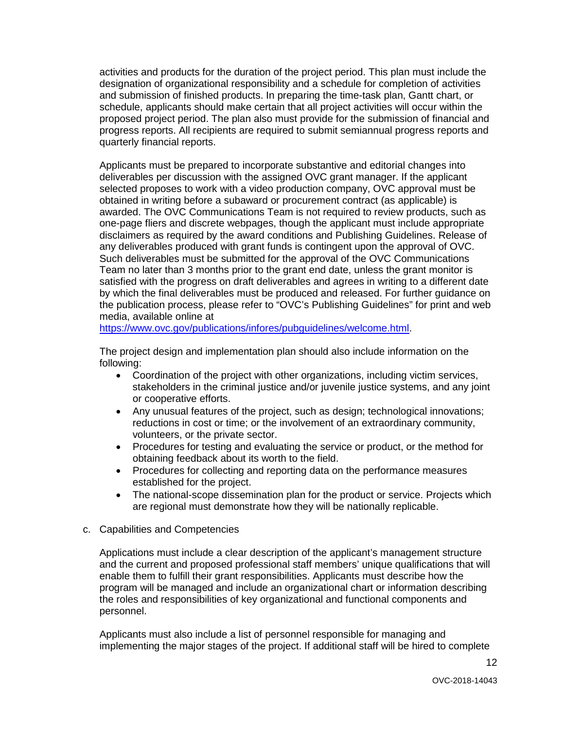activities and products for the duration of the project period. This plan must include the designation of organizational responsibility and a schedule for completion of activities and submission of finished products. In preparing the time-task plan, Gantt chart, or schedule, applicants should make certain that all project activities will occur within the proposed project period. The plan also must provide for the submission of financial and progress reports. All recipients are required to submit semiannual progress reports and quarterly financial reports.

Applicants must be prepared to incorporate substantive and editorial changes into deliverables per discussion with the assigned OVC grant manager. If the applicant selected proposes to work with a video production company, OVC approval must be obtained in writing before a subaward or procurement contract (as applicable) is awarded. The OVC Communications Team is not required to review products, such as one-page fliers and discrete webpages, though the applicant must include appropriate disclaimers as required by the award conditions and Publishing Guidelines. Release of any deliverables produced with grant funds is contingent upon the approval of OVC. Such deliverables must be submitted for the approval of the OVC Communications Team no later than 3 months prior to the grant end date, unless the grant monitor is satisfied with the progress on draft deliverables and agrees in writing to a different date by which the final deliverables must be produced and released. For further guidance on the publication process, please refer to "OVC's Publishing Guidelines" for print and web media, available online at [https://www.ovc.gov/publications/infores/pubguidelines/welcome.html](https://www.ovc.gov/publications/infores/pubguidelines/welcome.html).

The project design and implementation plan should also include information on the following:

- Coordination of the project with other organizations, including victim services, stakeholders in the criminal justice and/or juvenile justice systems, and any joint or cooperative efforts.
- Any unusual features of the project, such as design; technological innovations; reductions in cost or time; or the involvement of an extraordinary community, volunteers, or the private sector.
- Procedures for testing and evaluating the service or product, or the method for obtaining feedback about its worth to the field.
- Procedures for collecting and reporting data on the performance measures established for the project.
- The national-scope dissemination plan for the product or service. Projects which are regional must demonstrate how they will be nationally replicable.

c. Capabilities and Competencies

Applications must include a clear description of the applicant's management structure and the current and proposed professional staff members' unique qualifications that will enable them to fulfill their grant responsibilities. Applicants must describe how the program will be managed and include an organizational chart or information describing the roles and responsibilities of key organizational and functional components and personnel.

Applicants must also include a list of personnel responsible for managing and implementing the major stages of the project. If additional staff will be hired to complete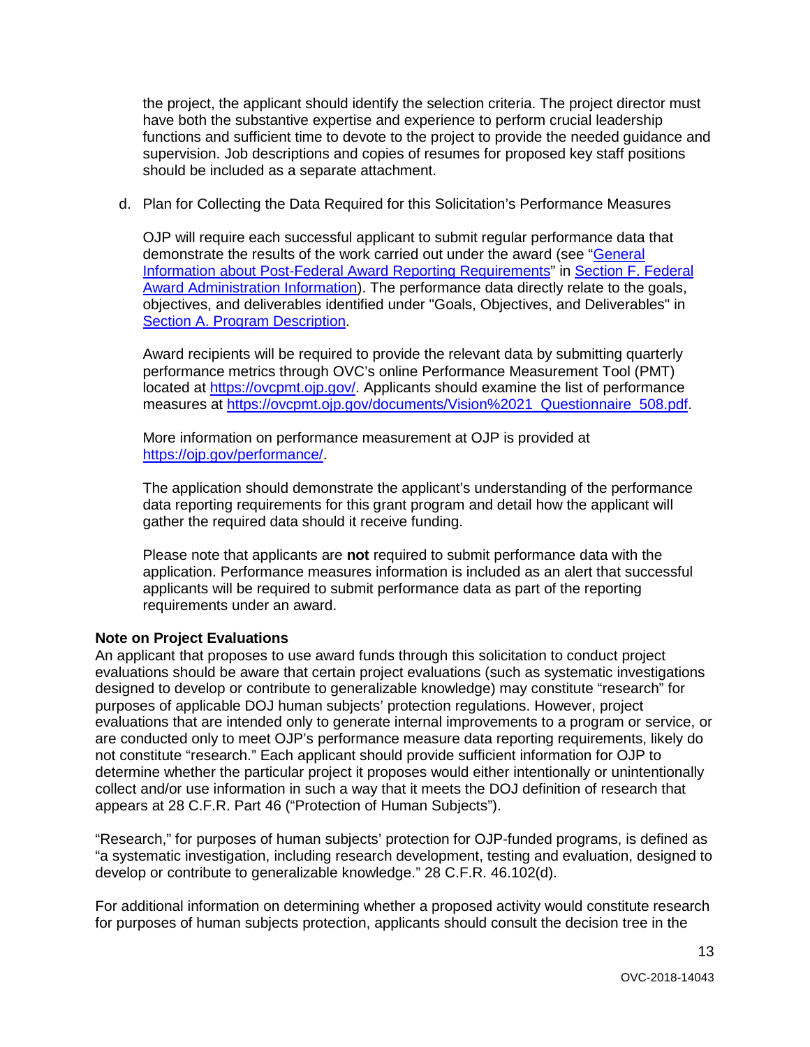the project, the applicant should identify the selection criteria. The project director must have both the substantive expertise and experience to perform crucial leadership functions and sufficient time to devote to the project to provide the needed guidance and supervision. Job descriptions and copies of resumes for proposed key staff positions should be included as a separate attachment.

d. Plan for Collecting the Data Required for this Solicitation's Performance Measures

OJP will require each successful applicant to submit regular performance data that demonstrate the results of the work carried out under the award (see "General Information about Post-Federal Award Reporting Requirements" in Section F. Federal Award Administration Information). The performance data directly relate to the goals, objectives, and deliverables identified under "Goals, Objectives, and Deliverables" in Section A. Program Description.

Award recipients will be required to provide the relevant data by submitting quarterly performance metrics through OVC's online Performance Measurement Tool (PMT) located at https://ovcpmt.ojp.gov/. Applicants should examine the list of performance measures at https://ovcpmt.ojp.gov/documents/Vision%2021_Questionnaire_508.pdf.

More information on performance measurement at OJP is provided at https://ojp.gov/performance/.

The application should demonstrate the applicant's understanding of the performance data reporting requirements for this grant program and detail how the applicant will gather the required data should it receive funding.

Please note that applicants are **not** required to submit performance data with the application. Performance measures information is included as an alert that successful applicants will be required to submit performance data as part of the reporting requirements under an award.

**Note on Project Evaluations**

An applicant that proposes to use award funds through this solicitation to conduct project evaluations should be aware that certain project evaluations (such as systematic investigations designed to develop or contribute to generalizable knowledge) may constitute "research" for purposes of applicable DOJ human subjects' protection regulations. However, project evaluations that are intended only to generate internal improvements to a program or service, or are conducted only to meet OJP's performance measure data reporting requirements, likely do not constitute "research." Each applicant should provide sufficient information for OJP to determine whether the particular project it proposes would either intentionally or unintentionally collect and/or use information in such a way that it meets the DOJ definition of research that appears at 28 C.F.R. Part 46 ("Protection of Human Subjects").

"Research," for purposes of human subjects' protection for OJP-funded programs, is defined as "a systematic investigation, including research development, testing and evaluation, designed to develop or contribute to generalizable knowledge." 28 C.F.R. 46.102(d).

For additional information on determining whether a proposed activity would constitute research for purposes of human subjects protection, applicants should consult the decision tree in the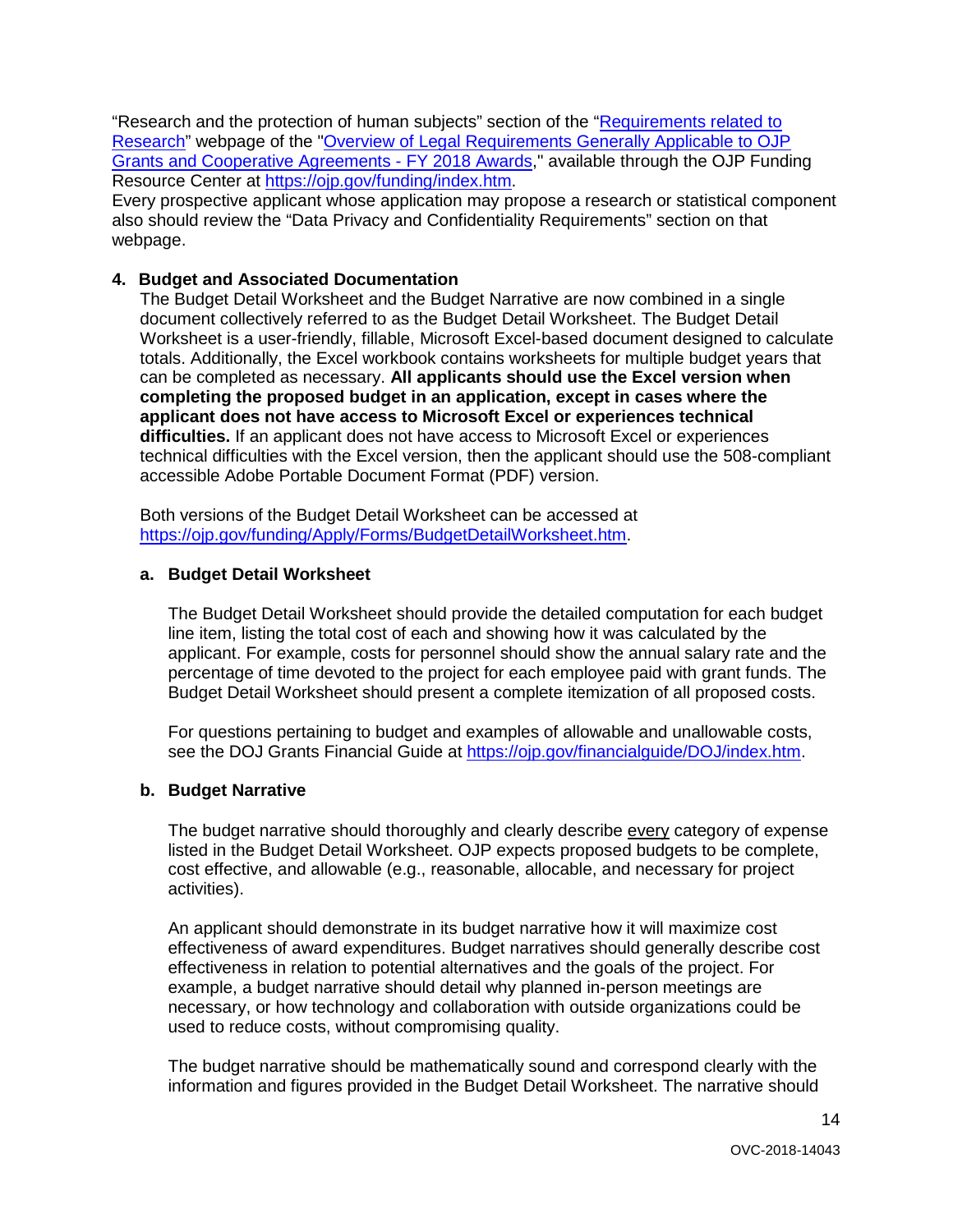"Research and the protection of human subjects" section of the "[Requirements related to Research](#)" webpage of the "[Overview of Legal Requirements Generally Applicable to OJP Grants and Cooperative Agreements - FY 2018 Awards](#)," available through the OJP Funding Resource Center at https://ojp.gov/funding/index.htm.

Every prospective applicant whose application may propose a research or statistical component also should review the "Data Privacy and Confidentiality Requirements" section on that webpage.

**4. Budget and Associated Documentation**

The Budget Detail Worksheet and the Budget Narrative are now combined in a single document collectively referred to as the Budget Detail Worksheet. The Budget Detail Worksheet is a user-friendly, fillable, Microsoft Excel-based document designed to calculate totals. Additionally, the Excel workbook contains worksheets for multiple budget years that can be completed as necessary. **All applicants should use the Excel version when completing the proposed budget in an application, except in cases where the applicant does not have access to Microsoft Excel or experiences technical difficulties.** If an applicant does not have access to Microsoft Excel or experiences technical difficulties with the Excel version, then the applicant should use the 508-compliant accessible Adobe Portable Document Format (PDF) version.

Both versions of the Budget Detail Worksheet can be accessed at https://ojp.gov/funding/Apply/Forms/BudgetDetailWorksheet.htm.

**a. Budget Detail Worksheet**

The Budget Detail Worksheet should provide the detailed computation for each budget line item, listing the total cost of each and showing how it was calculated by the applicant. For example, costs for personnel should show the annual salary rate and the percentage of time devoted to the project for each employee paid with grant funds. The Budget Detail Worksheet should present a complete itemization of all proposed costs.

For questions pertaining to budget and examples of allowable and unallowable costs, see the DOJ Grants Financial Guide at https://ojp.gov/financialguide/DOJ/index.htm.

**b. Budget Narrative**

The budget narrative should thoroughly and clearly describe <u>every</u> category of expense listed in the Budget Detail Worksheet. OJP expects proposed budgets to be complete, cost effective, and allowable (e.g., reasonable, allocable, and necessary for project activities).

An applicant should demonstrate in its budget narrative how it will maximize cost effectiveness of award expenditures. Budget narratives should generally describe cost effectiveness in relation to potential alternatives and the goals of the project. For example, a budget narrative should detail why planned in-person meetings are necessary, or how technology and collaboration with outside organizations could be used to reduce costs, without compromising quality.

The budget narrative should be mathematically sound and correspond clearly with the information and figures provided in the Budget Detail Worksheet. The narrative should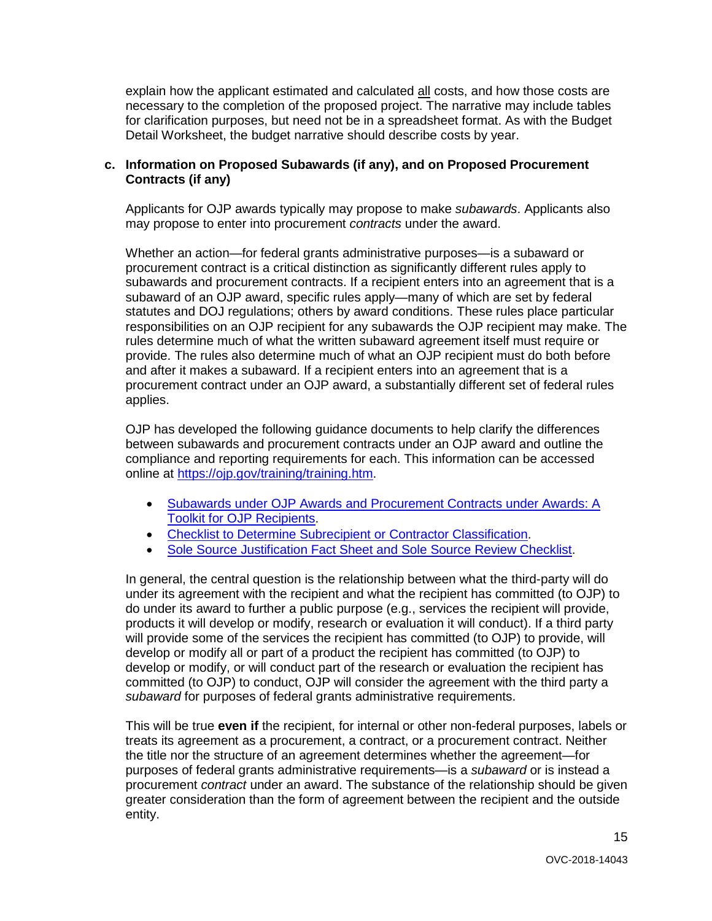explain how the applicant estimated and calculated all costs, and how those costs are necessary to the completion of the proposed project. The narrative may include tables for clarification purposes, but need not be in a spreadsheet format. As with the Budget Detail Worksheet, the budget narrative should describe costs by year.

**c. Information on Proposed Subawards (if any), and on Proposed Procurement Contracts (if any)**

Applicants for OJP awards typically may propose to make *subawards*. Applicants also may propose to enter into procurement *contracts* under the award.

Whether an action—for federal grants administrative purposes—is a subaward or procurement contract is a critical distinction as significantly different rules apply to subawards and procurement contracts. If a recipient enters into an agreement that is a subaward of an OJP award, specific rules apply—many of which are set by federal statutes and DOJ regulations; others by award conditions. These rules place particular responsibilities on an OJP recipient for any subawards the OJP recipient may make. The rules determine much of what the written subaward agreement itself must require or provide. The rules also determine much of what an OJP recipient must do both before and after it makes a subaward. If a recipient enters into an agreement that is a procurement contract under an OJP award, a substantially different set of federal rules applies.

OJP has developed the following guidance documents to help clarify the differences between subawards and procurement contracts under an OJP award and outline the compliance and reporting requirements for each. This information can be accessed online at [https://ojp.gov/training/training.htm](https://ojp.gov/training/training.htm).

- [Subawards under OJP Awards and Procurement Contracts under Awards: A Toolkit for OJP Recipients](https://ojp.gov/training/training.htm).
- [Checklist to Determine Subrecipient or Contractor Classification](https://ojp.gov/training/training.htm).
- [Sole Source Justification Fact Sheet and Sole Source Review Checklist](https://ojp.gov/training/training.htm).

In general, the central question is the relationship between what the third-party will do under its agreement with the recipient and what the recipient has committed (to OJP) to do under its award to further a public purpose (e.g., services the recipient will provide, products it will develop or modify, research or evaluation it will conduct). If a third party will provide some of the services the recipient has committed (to OJP) to provide, will develop or modify all or part of a product the recipient has committed (to OJP) to develop or modify, or will conduct part of the research or evaluation the recipient has committed (to OJP) to conduct, OJP will consider the agreement with the third party a *subaward* for purposes of federal grants administrative requirements.

This will be true **even if** the recipient, for internal or other non-federal purposes, labels or treats its agreement as a procurement, a contract, or a procurement contract. Neither the title nor the structure of an agreement determines whether the agreement—for purposes of federal grants administrative requirements—is a *subaward* or is instead a procurement *contract* under an award. The substance of the relationship should be given greater consideration than the form of agreement between the recipient and the outside entity.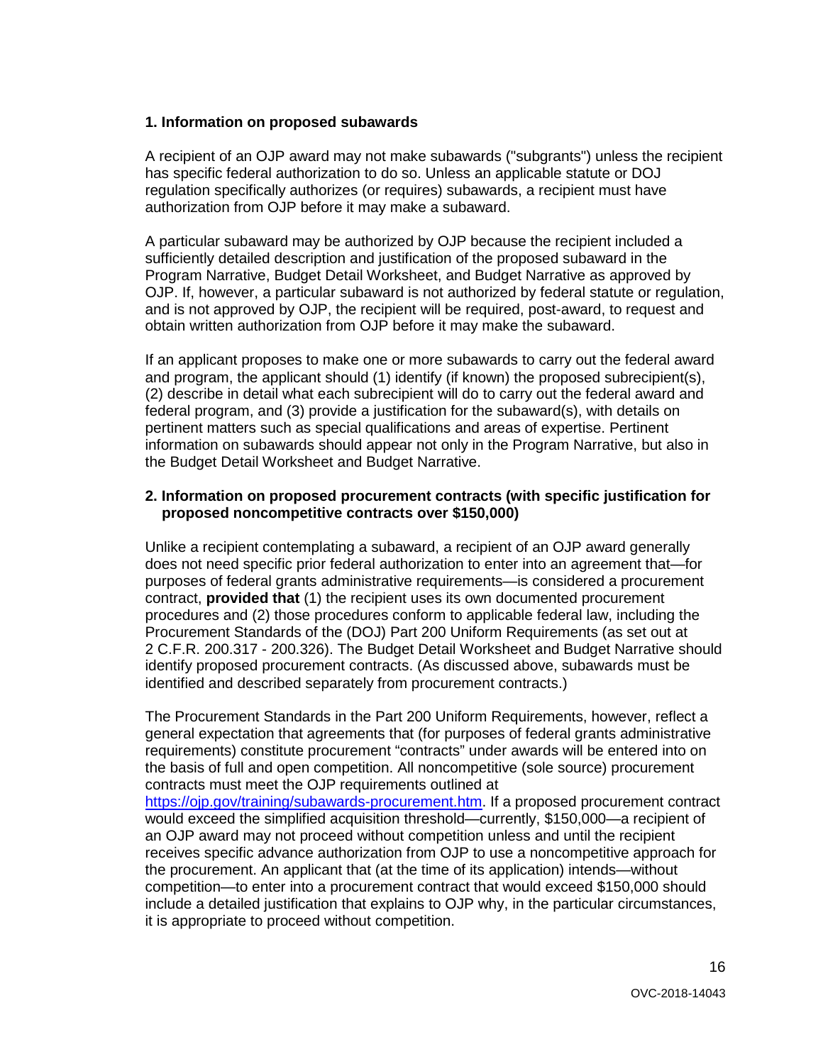### 1. Information on proposed subawards

A recipient of an OJP award may not make subawards ("subgrants") unless the recipient has specific federal authorization to do so. Unless an applicable statute or DOJ regulation specifically authorizes (or requires) subawards, a recipient must have authorization from OJP before it may make a subaward.

A particular subaward may be authorized by OJP because the recipient included a sufficiently detailed description and justification of the proposed subaward in the Program Narrative, Budget Detail Worksheet, and Budget Narrative as approved by OJP. If, however, a particular subaward is not authorized by federal statute or regulation, and is not approved by OJP, the recipient will be required, post-award, to request and obtain written authorization from OJP before it may make the subaward.

If an applicant proposes to make one or more subawards to carry out the federal award and program, the applicant should (1) identify (if known) the proposed subrecipient(s), (2) describe in detail what each subrecipient will do to carry out the federal award and federal program, and (3) provide a justification for the subaward(s), with details on pertinent matters such as special qualifications and areas of expertise. Pertinent information on subawards should appear not only in the Program Narrative, but also in the Budget Detail Worksheet and Budget Narrative.

### 2. Information on proposed procurement contracts (with specific justification for proposed noncompetitive contracts over $150,000)

Unlike a recipient contemplating a subaward, a recipient of an OJP award generally does not need specific prior federal authorization to enter into an agreement that—for purposes of federal grants administrative requirements—is considered a procurement contract, **provided that** (1) the recipient uses its own documented procurement procedures and (2) those procedures conform to applicable federal law, including the Procurement Standards of the (DOJ) Part 200 Uniform Requirements (as set out at 2 C.F.R. 200.317 - 200.326). The Budget Detail Worksheet and Budget Narrative should identify proposed procurement contracts. (As discussed above, subawards must be identified and described separately from procurement contracts.)

The Procurement Standards in the Part 200 Uniform Requirements, however, reflect a general expectation that agreements that (for purposes of federal grants administrative requirements) constitute procurement "contracts" under awards will be entered into on the basis of full and open competition. All noncompetitive (sole source) procurement contracts must meet the OJP requirements outlined at [https://ojp.gov/training/subawards-procurement.htm](https://ojp.gov/training/subawards-procurement.htm). If a proposed procurement contract would exceed the simplified acquisition threshold—currently, $150,000—a recipient of an OJP award may not proceed without competition unless and until the recipient receives specific advance authorization from OJP to use a noncompetitive approach for the procurement. An applicant that (at the time of its application) intends—without competition—to enter into a procurement contract that would exceed $150,000 should include a detailed justification that explains to OJP why, in the particular circumstances, it is appropriate to proceed without competition.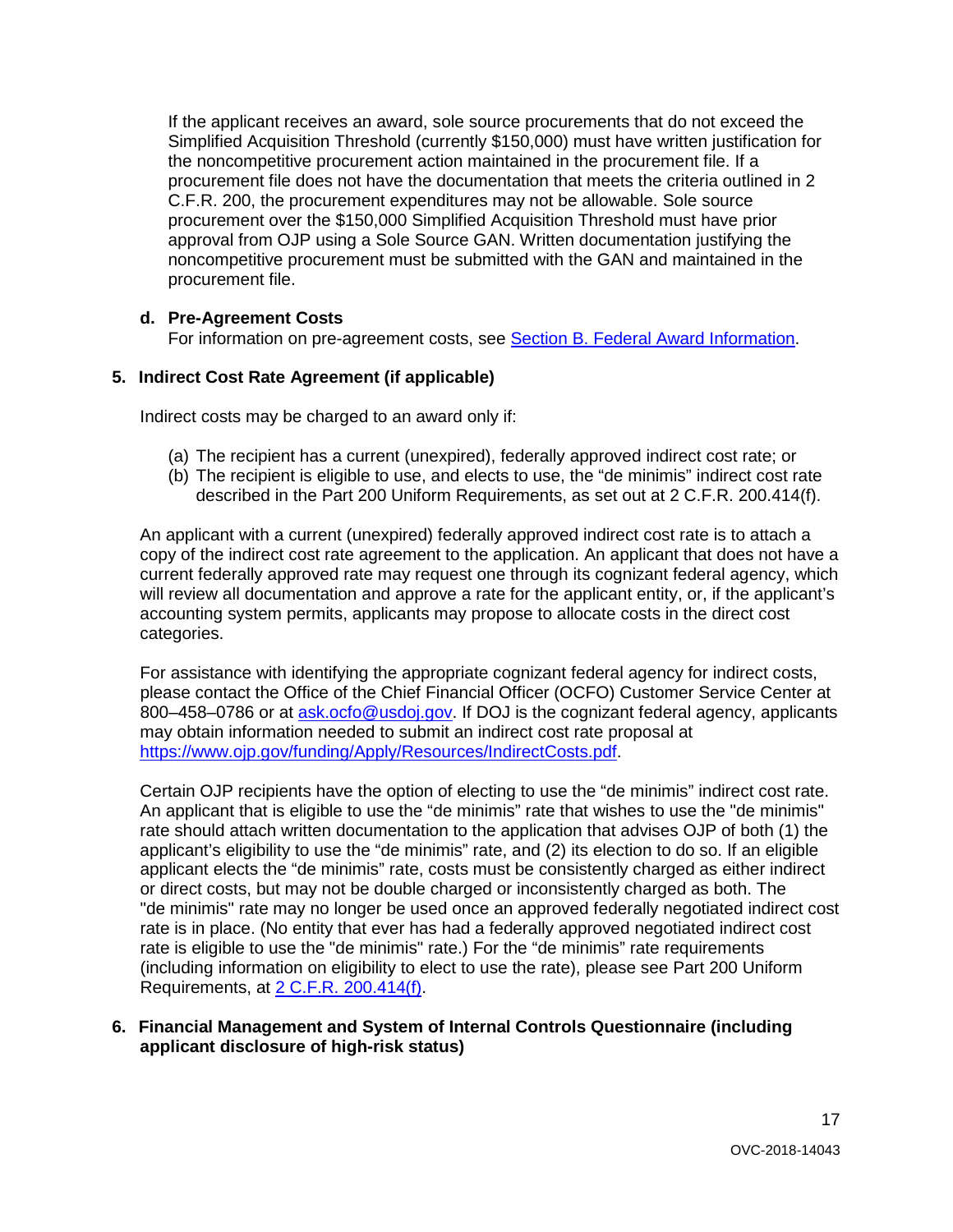If the applicant receives an award, sole source procurements that do not exceed the Simplified Acquisition Threshold (currently $150,000) must have written justification for the noncompetitive procurement action maintained in the procurement file. If a procurement file does not have the documentation that meets the criteria outlined in 2 C.F.R. 200, the procurement expenditures may not be allowable. Sole source procurement over the $150,000 Simplified Acquisition Threshold must have prior approval from OJP using a Sole Source GAN. Written documentation justifying the noncompetitive procurement must be submitted with the GAN and maintained in the procurement file.

**d. Pre-Agreement Costs**

For information on pre-agreement costs, see [Section B. Federal Award Information](#).

### 5. Indirect Cost Rate Agreement (if applicable)

Indirect costs may be charged to an award only if:

(a) The recipient has a current (unexpired), federally approved indirect cost rate; or
(b) The recipient is eligible to use, and elects to use, the "de minimis" indirect cost rate described in the Part 200 Uniform Requirements, as set out at 2 C.F.R. 200.414(f).

An applicant with a current (unexpired) federally approved indirect cost rate is to attach a copy of the indirect cost rate agreement to the application. An applicant that does not have a current federally approved rate may request one through its cognizant federal agency, which will review all documentation and approve a rate for the applicant entity, or, if the applicant's accounting system permits, applicants may propose to allocate costs in the direct cost categories.

For assistance with identifying the appropriate cognizant federal agency for indirect costs, please contact the Office of the Chief Financial Officer (OCFO) Customer Service Center at 800–458–0786 or at [ask.ocfo@usdoj.gov](mailto:ask.ocfo@usdoj.gov). If DOJ is the cognizant federal agency, applicants may obtain information needed to submit an indirect cost rate proposal at [https://www.ojp.gov/funding/Apply/Resources/IndirectCosts.pdf](https://www.ojp.gov/funding/Apply/Resources/IndirectCosts.pdf).

Certain OJP recipients have the option of electing to use the "de minimis" indirect cost rate. An applicant that is eligible to use the "de minimis" rate that wishes to use the "de minimis" rate should attach written documentation to the application that advises OJP of both (1) the applicant's eligibility to use the "de minimis" rate, and (2) its election to do so. If an eligible applicant elects the "de minimis" rate, costs must be consistently charged as either indirect or direct costs, but may not be double charged or inconsistently charged as both. The "de minimis" rate may no longer be used once an approved federally negotiated indirect cost rate is in place. (No entity that ever has had a federally approved negotiated indirect cost rate is eligible to use the "de minimis" rate.) For the "de minimis" rate requirements (including information on eligibility to elect to use the rate), please see Part 200 Uniform Requirements, at [2 C.F.R. 200.414(f)](#).

### 6. Financial Management and System of Internal Controls Questionnaire (including applicant disclosure of high-risk status)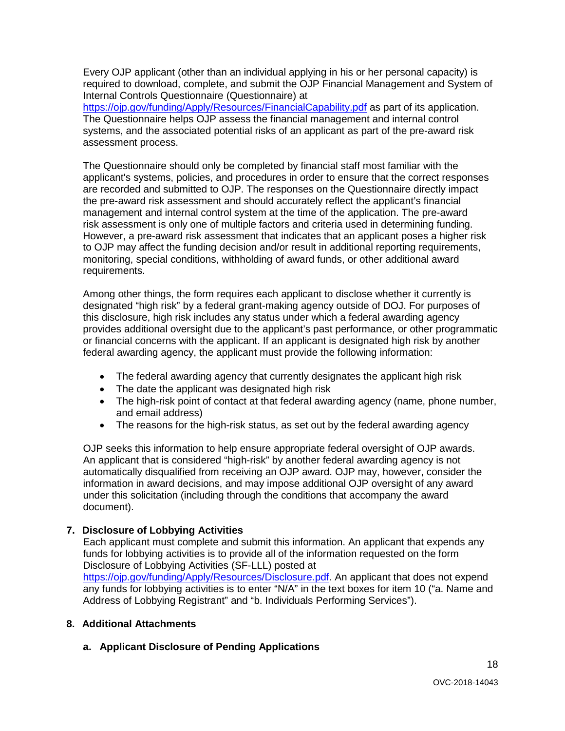Every OJP applicant (other than an individual applying in his or her personal capacity) is required to download, complete, and submit the OJP Financial Management and System of Internal Controls Questionnaire (Questionnaire) at https://ojp.gov/funding/Apply/Resources/FinancialCapability.pdf as part of its application. The Questionnaire helps OJP assess the financial management and internal control systems, and the associated potential risks of an applicant as part of the pre-award risk assessment process.

The Questionnaire should only be completed by financial staff most familiar with the applicant's systems, policies, and procedures in order to ensure that the correct responses are recorded and submitted to OJP. The responses on the Questionnaire directly impact the pre-award risk assessment and should accurately reflect the applicant's financial management and internal control system at the time of the application. The pre-award risk assessment is only one of multiple factors and criteria used in determining funding. However, a pre-award risk assessment that indicates that an applicant poses a higher risk to OJP may affect the funding decision and/or result in additional reporting requirements, monitoring, special conditions, withholding of award funds, or other additional award requirements.

Among other things, the form requires each applicant to disclose whether it currently is designated "high risk" by a federal grant-making agency outside of DOJ. For purposes of this disclosure, high risk includes any status under which a federal awarding agency provides additional oversight due to the applicant's past performance, or other programmatic or financial concerns with the applicant. If an applicant is designated high risk by another federal awarding agency, the applicant must provide the following information:

- The federal awarding agency that currently designates the applicant high risk
- The date the applicant was designated high risk
- The high-risk point of contact at that federal awarding agency (name, phone number, and email address)
- The reasons for the high-risk status, as set out by the federal awarding agency

OJP seeks this information to help ensure appropriate federal oversight of OJP awards. An applicant that is considered "high-risk" by another federal awarding agency is not automatically disqualified from receiving an OJP award. OJP may, however, consider the information in award decisions, and may impose additional OJP oversight of any award under this solicitation (including through the conditions that accompany the award document).

**7. Disclosure of Lobbying Activities**

Each applicant must complete and submit this information. An applicant that expends any funds for lobbying activities is to provide all of the information requested on the form Disclosure of Lobbying Activities (SF-LLL) posted at https://ojp.gov/funding/Apply/Resources/Disclosure.pdf. An applicant that does not expend any funds for lobbying activities is to enter "N/A" in the text boxes for item 10 ("a. Name and Address of Lobbying Registrant" and "b. Individuals Performing Services").

**8. Additional Attachments**

**a. Applicant Disclosure of Pending Applications**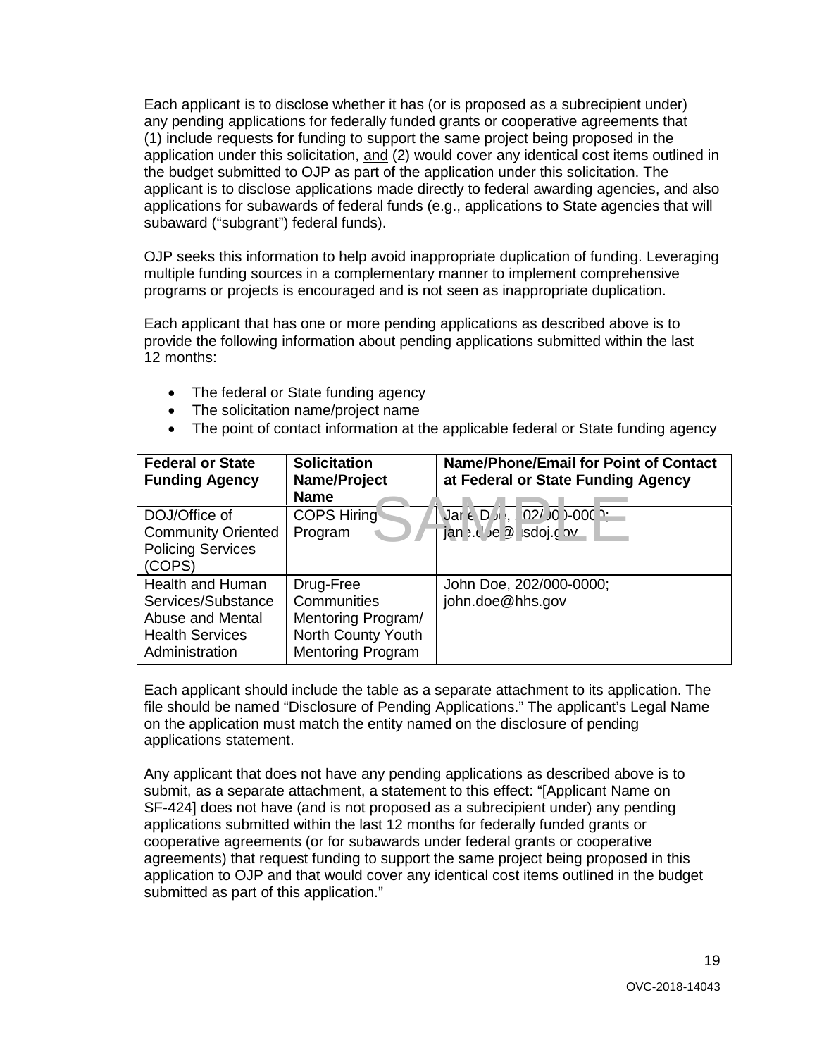Each applicant is to disclose whether it has (or is proposed as a subrecipient under) any pending applications for federally funded grants or cooperative agreements that (1) include requests for funding to support the same project being proposed in the application under this solicitation, and (2) would cover any identical cost items outlined in the budget submitted to OJP as part of the application under this solicitation. The applicant is to disclose applications made directly to federal awarding agencies, and also applications for subawards of federal funds (e.g., applications to State agencies that will subaward ("subgrant") federal funds).

OJP seeks this information to help avoid inappropriate duplication of funding. Leveraging multiple funding sources in a complementary manner to implement comprehensive programs or projects is encouraged and is not seen as inappropriate duplication.

Each applicant that has one or more pending applications as described above is to provide the following information about pending applications submitted within the last 12 months:

- The federal or State funding agency
- The solicitation name/project name
- The point of contact information at the applicable federal or State funding agency

| **Federal or State Funding Agency** | **Solicitation Name/Project Name** | **Name/Phone/Email for Point of Contact at Federal or State Funding Agency** |
|---|---|---|
| DOJ/Office of Community Oriented Policing Services (COPS) | COPS Hiring Program | Jane Doe, 202/000-0000; jane.doe@usdoj.gov |
| Health and Human Services/Substance Abuse and Mental Health Services Administration | Drug-Free Communities Mentoring Program/ North County Youth Mentoring Program | John Doe, 202/000-0000; john.doe@hhs.gov |

SAMPLE

Each applicant should include the table as a separate attachment to its application. The file should be named "Disclosure of Pending Applications." The applicant's Legal Name on the application must match the entity named on the disclosure of pending applications statement.

Any applicant that does not have any pending applications as described above is to submit, as a separate attachment, a statement to this effect: "[Applicant Name on SF-424] does not have (and is not proposed as a subrecipient under) any pending applications submitted within the last 12 months for federally funded grants or cooperative agreements (or for subawards under federal grants or cooperative agreements) that request funding to support the same project being proposed in this application to OJP and that would cover any identical cost items outlined in the budget submitted as part of this application."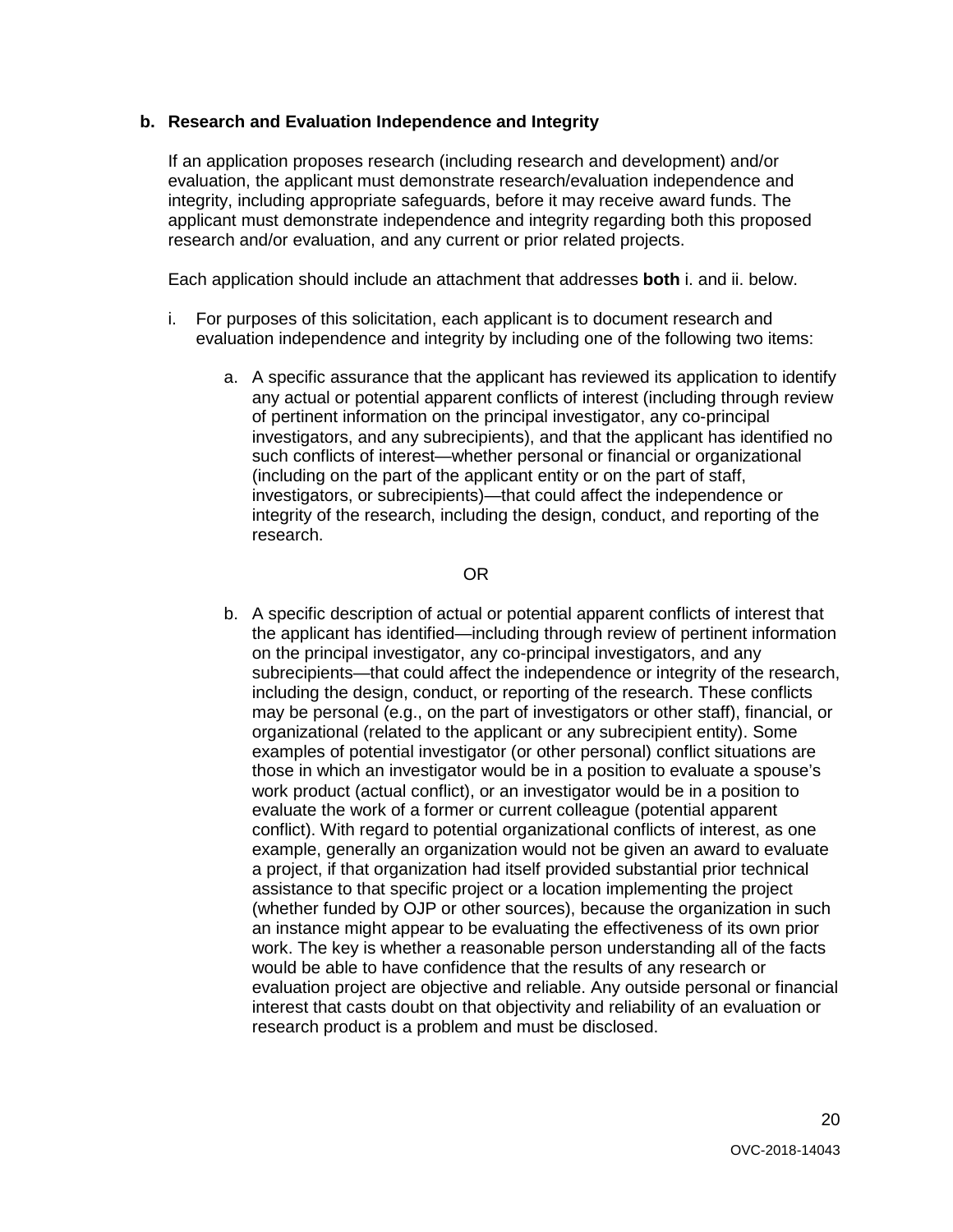**b. Research and Evaluation Independence and Integrity**

If an application proposes research (including research and development) and/or evaluation, the applicant must demonstrate research/evaluation independence and integrity, including appropriate safeguards, before it may receive award funds. The applicant must demonstrate independence and integrity regarding both this proposed research and/or evaluation, and any current or prior related projects.

Each application should include an attachment that addresses **both** i. and ii. below.

i. For purposes of this solicitation, each applicant is to document research and evaluation independence and integrity by including one of the following two items:

   a. A specific assurance that the applicant has reviewed its application to identify any actual or potential apparent conflicts of interest (including through review of pertinent information on the principal investigator, any co-principal investigators, and any subrecipients), and that the applicant has identified no such conflicts of interest—whether personal or financial or organizational (including on the part of the applicant entity or on the part of staff, investigators, or subrecipients)—that could affect the independence or integrity of the research, including the design, conduct, and reporting of the research.

   OR

   b. A specific description of actual or potential apparent conflicts of interest that the applicant has identified—including through review of pertinent information on the principal investigator, any co-principal investigators, and any subrecipients—that could affect the independence or integrity of the research, including the design, conduct, or reporting of the research. These conflicts may be personal (e.g., on the part of investigators or other staff), financial, or organizational (related to the applicant or any subrecipient entity). Some examples of potential investigator (or other personal) conflict situations are those in which an investigator would be in a position to evaluate a spouse's work product (actual conflict), or an investigator would be in a position to evaluate the work of a former or current colleague (potential apparent conflict). With regard to potential organizational conflicts of interest, as one example, generally an organization would not be given an award to evaluate a project, if that organization had itself provided substantial prior technical assistance to that specific project or a location implementing the project (whether funded by OJP or other sources), because the organization in such an instance might appear to be evaluating the effectiveness of its own prior work. The key is whether a reasonable person understanding all of the facts would be able to have confidence that the results of any research or evaluation project are objective and reliable. Any outside personal or financial interest that casts doubt on that objectivity and reliability of an evaluation or research product is a problem and must be disclosed.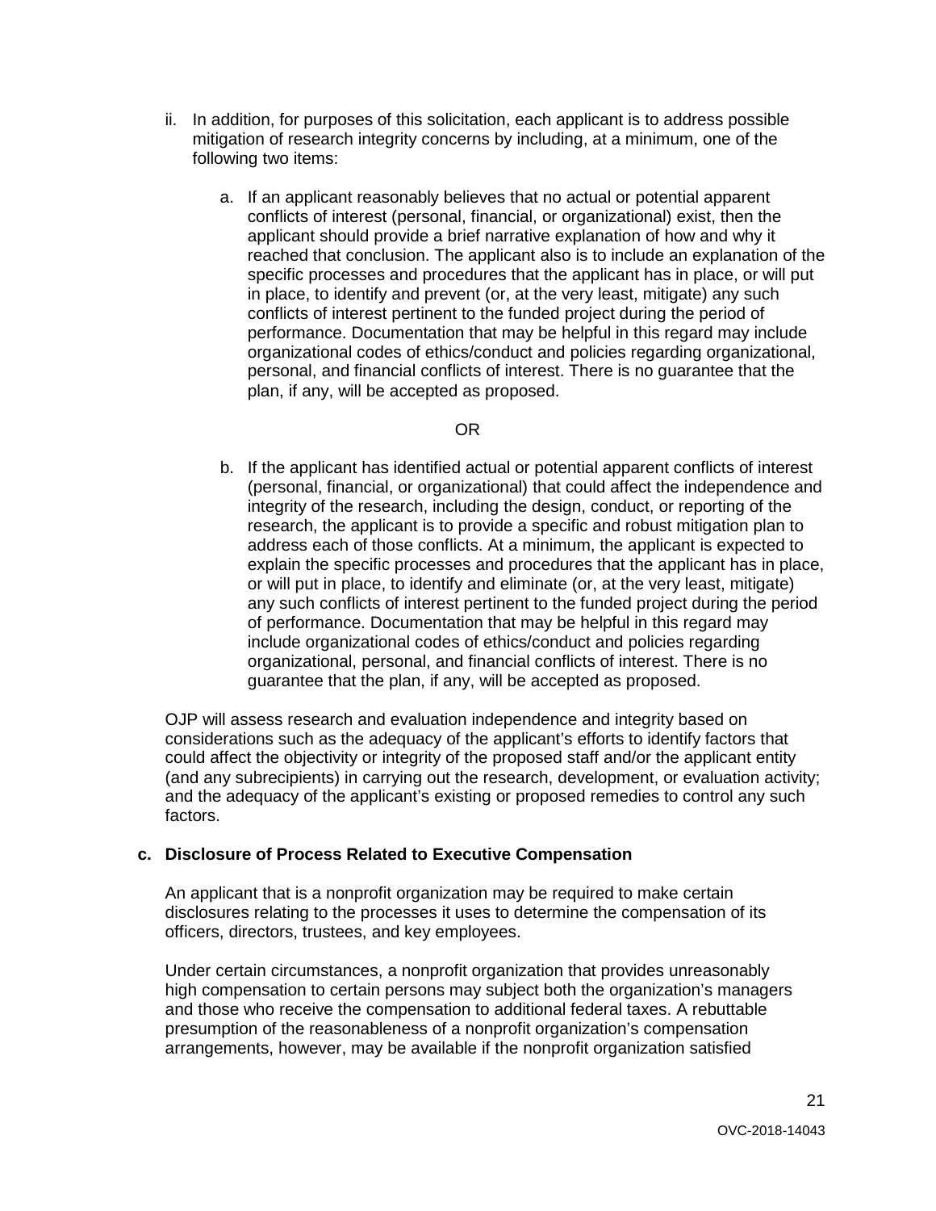ii. In addition, for purposes of this solicitation, each applicant is to address possible mitigation of research integrity concerns by including, at a minimum, one of the following two items:

   a. If an applicant reasonably believes that no actual or potential apparent conflicts of interest (personal, financial, or organizational) exist, then the applicant should provide a brief narrative explanation of how and why it reached that conclusion. The applicant also is to include an explanation of the specific processes and procedures that the applicant has in place, or will put in place, to identify and prevent (or, at the very least, mitigate) any such conflicts of interest pertinent to the funded project during the period of performance. Documentation that may be helpful in this regard may include organizational codes of ethics/conduct and policies regarding organizational, personal, and financial conflicts of interest. There is no guarantee that the plan, if any, will be accepted as proposed.

   OR

   b. If the applicant has identified actual or potential apparent conflicts of interest (personal, financial, or organizational) that could affect the independence and integrity of the research, including the design, conduct, or reporting of the research, the applicant is to provide a specific and robust mitigation plan to address each of those conflicts. At a minimum, the applicant is expected to explain the specific processes and procedures that the applicant has in place, or will put in place, to identify and eliminate (or, at the very least, mitigate) any such conflicts of interest pertinent to the funded project during the period of performance. Documentation that may be helpful in this regard may include organizational codes of ethics/conduct and policies regarding organizational, personal, and financial conflicts of interest. There is no guarantee that the plan, if any, will be accepted as proposed.

OJP will assess research and evaluation independence and integrity based on considerations such as the adequacy of the applicant's efforts to identify factors that could affect the objectivity or integrity of the proposed staff and/or the applicant entity (and any subrecipients) in carrying out the research, development, or evaluation activity; and the adequacy of the applicant's existing or proposed remedies to control any such factors.

**c. Disclosure of Process Related to Executive Compensation**

An applicant that is a nonprofit organization may be required to make certain disclosures relating to the processes it uses to determine the compensation of its officers, directors, trustees, and key employees.

Under certain circumstances, a nonprofit organization that provides unreasonably high compensation to certain persons may subject both the organization's managers and those who receive the compensation to additional federal taxes. A rebuttable presumption of the reasonableness of a nonprofit organization's compensation arrangements, however, may be available if the nonprofit organization satisfied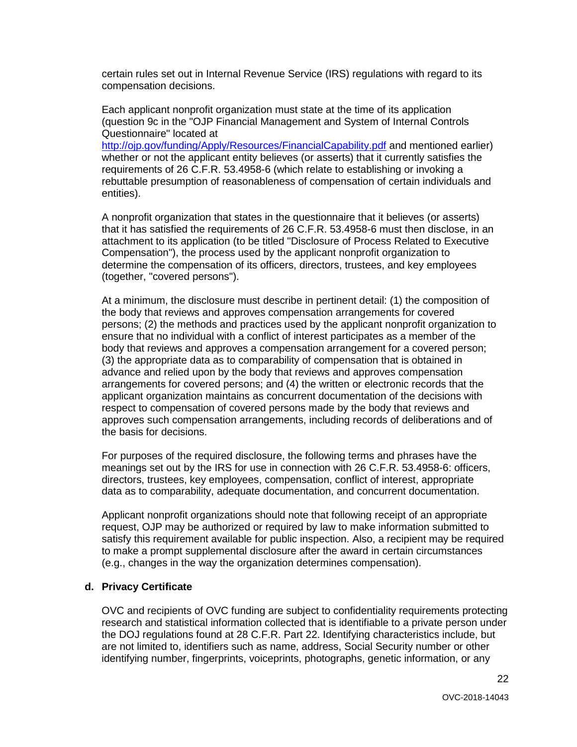certain rules set out in Internal Revenue Service (IRS) regulations with regard to its compensation decisions.

Each applicant nonprofit organization must state at the time of its application (question 9c in the "OJP Financial Management and System of Internal Controls Questionnaire" located at [http://ojp.gov/funding/Apply/Resources/FinancialCapability.pdf](http://ojp.gov/funding/Apply/Resources/FinancialCapability.pdf) and mentioned earlier) whether or not the applicant entity believes (or asserts) that it currently satisfies the requirements of 26 C.F.R. 53.4958-6 (which relate to establishing or invoking a rebuttable presumption of reasonableness of compensation of certain individuals and entities).

A nonprofit organization that states in the questionnaire that it believes (or asserts) that it has satisfied the requirements of 26 C.F.R. 53.4958-6 must then disclose, in an attachment to its application (to be titled "Disclosure of Process Related to Executive Compensation"), the process used by the applicant nonprofit organization to determine the compensation of its officers, directors, trustees, and key employees (together, "covered persons").

At a minimum, the disclosure must describe in pertinent detail: (1) the composition of the body that reviews and approves compensation arrangements for covered persons; (2) the methods and practices used by the applicant nonprofit organization to ensure that no individual with a conflict of interest participates as a member of the body that reviews and approves a compensation arrangement for a covered person; (3) the appropriate data as to comparability of compensation that is obtained in advance and relied upon by the body that reviews and approves compensation arrangements for covered persons; and (4) the written or electronic records that the applicant organization maintains as concurrent documentation of the decisions with respect to compensation of covered persons made by the body that reviews and approves such compensation arrangements, including records of deliberations and of the basis for decisions.

For purposes of the required disclosure, the following terms and phrases have the meanings set out by the IRS for use in connection with 26 C.F.R. 53.4958-6: officers, directors, trustees, key employees, compensation, conflict of interest, appropriate data as to comparability, adequate documentation, and concurrent documentation.

Applicant nonprofit organizations should note that following receipt of an appropriate request, OJP may be authorized or required by law to make information submitted to satisfy this requirement available for public inspection. Also, a recipient may be required to make a prompt supplemental disclosure after the award in certain circumstances (e.g., changes in the way the organization determines compensation).

**d. Privacy Certificate**

OVC and recipients of OVC funding are subject to confidentiality requirements protecting research and statistical information collected that is identifiable to a private person under the DOJ regulations found at 28 C.F.R. Part 22. Identifying characteristics include, but are not limited to, identifiers such as name, address, Social Security number or other identifying number, fingerprints, voiceprints, photographs, genetic information, or any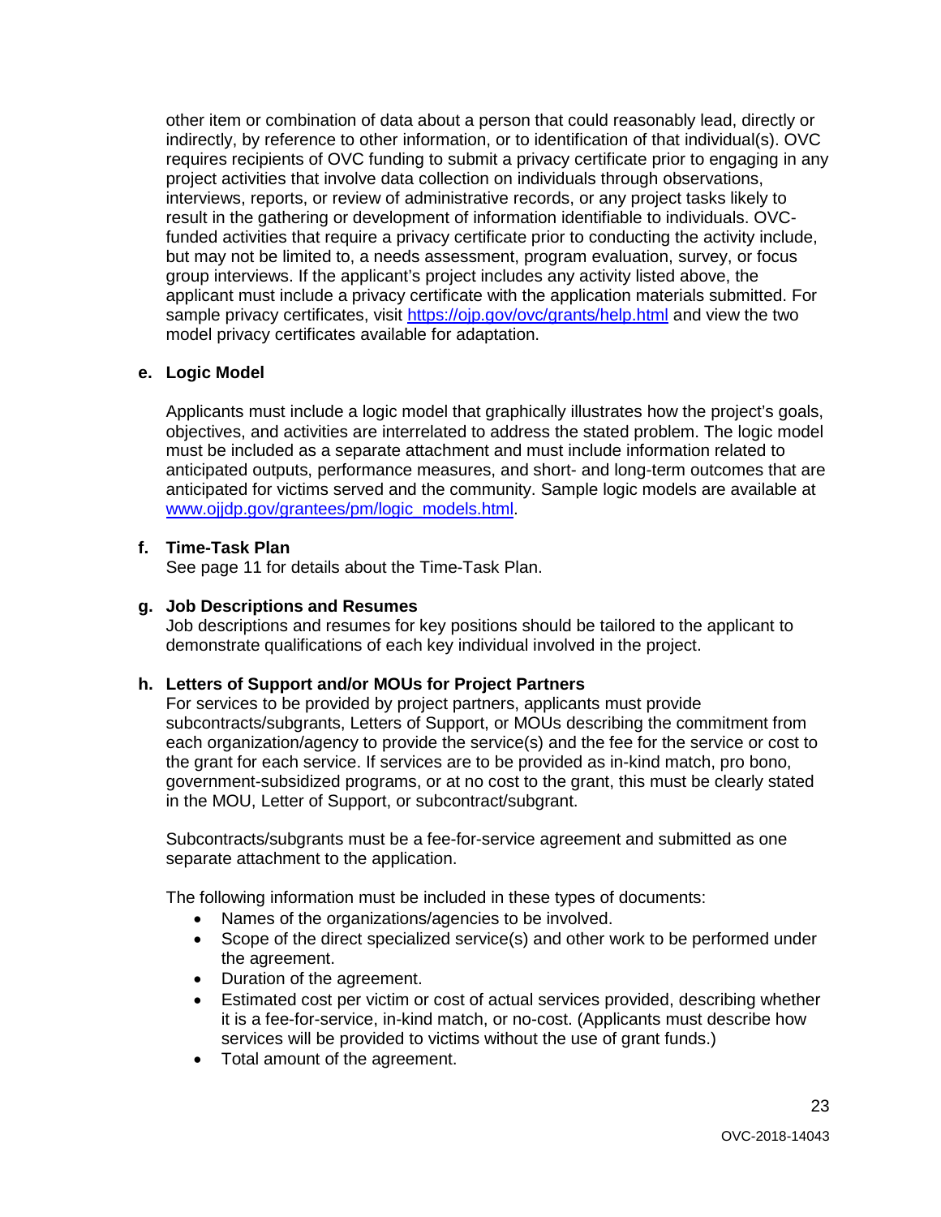other item or combination of data about a person that could reasonably lead, directly or indirectly, by reference to other information, or to identification of that individual(s). OVC requires recipients of OVC funding to submit a privacy certificate prior to engaging in any project activities that involve data collection on individuals through observations, interviews, reports, or review of administrative records, or any project tasks likely to result in the gathering or development of information identifiable to individuals. OVC-funded activities that require a privacy certificate prior to conducting the activity include, but may not be limited to, a needs assessment, program evaluation, survey, or focus group interviews. If the applicant's project includes any activity listed above, the applicant must include a privacy certificate with the application materials submitted. For sample privacy certificates, visit [https://ojp.gov/ovc/grants/help.html](https://ojp.gov/ovc/grants/help.html) and view the two model privacy certificates available for adaptation.

**e. Logic Model**

Applicants must include a logic model that graphically illustrates how the project's goals, objectives, and activities are interrelated to address the stated problem. The logic model must be included as a separate attachment and must include information related to anticipated outputs, performance measures, and short- and long-term outcomes that are anticipated for victims served and the community. Sample logic models are available at [www.ojjdp.gov/grantees/pm/logic_models.html](www.ojjdp.gov/grantees/pm/logic_models.html).

**f. Time-Task Plan**

See page 11 for details about the Time-Task Plan.

**g. Job Descriptions and Resumes**

Job descriptions and resumes for key positions should be tailored to the applicant to demonstrate qualifications of each key individual involved in the project.

**h. Letters of Support and/or MOUs for Project Partners**

For services to be provided by project partners, applicants must provide subcontracts/subgrants, Letters of Support, or MOUs describing the commitment from each organization/agency to provide the service(s) and the fee for the service or cost to the grant for each service. If services are to be provided as in-kind match, pro bono, government-subsidized programs, or at no cost to the grant, this must be clearly stated in the MOU, Letter of Support, or subcontract/subgrant.

Subcontracts/subgrants must be a fee-for-service agreement and submitted as one separate attachment to the application.

The following information must be included in these types of documents:

- Names of the organizations/agencies to be involved.
- Scope of the direct specialized service(s) and other work to be performed under the agreement.
- Duration of the agreement.
- Estimated cost per victim or cost of actual services provided, describing whether it is a fee-for-service, in-kind match, or no-cost. (Applicants must describe how services will be provided to victims without the use of grant funds.)
- Total amount of the agreement.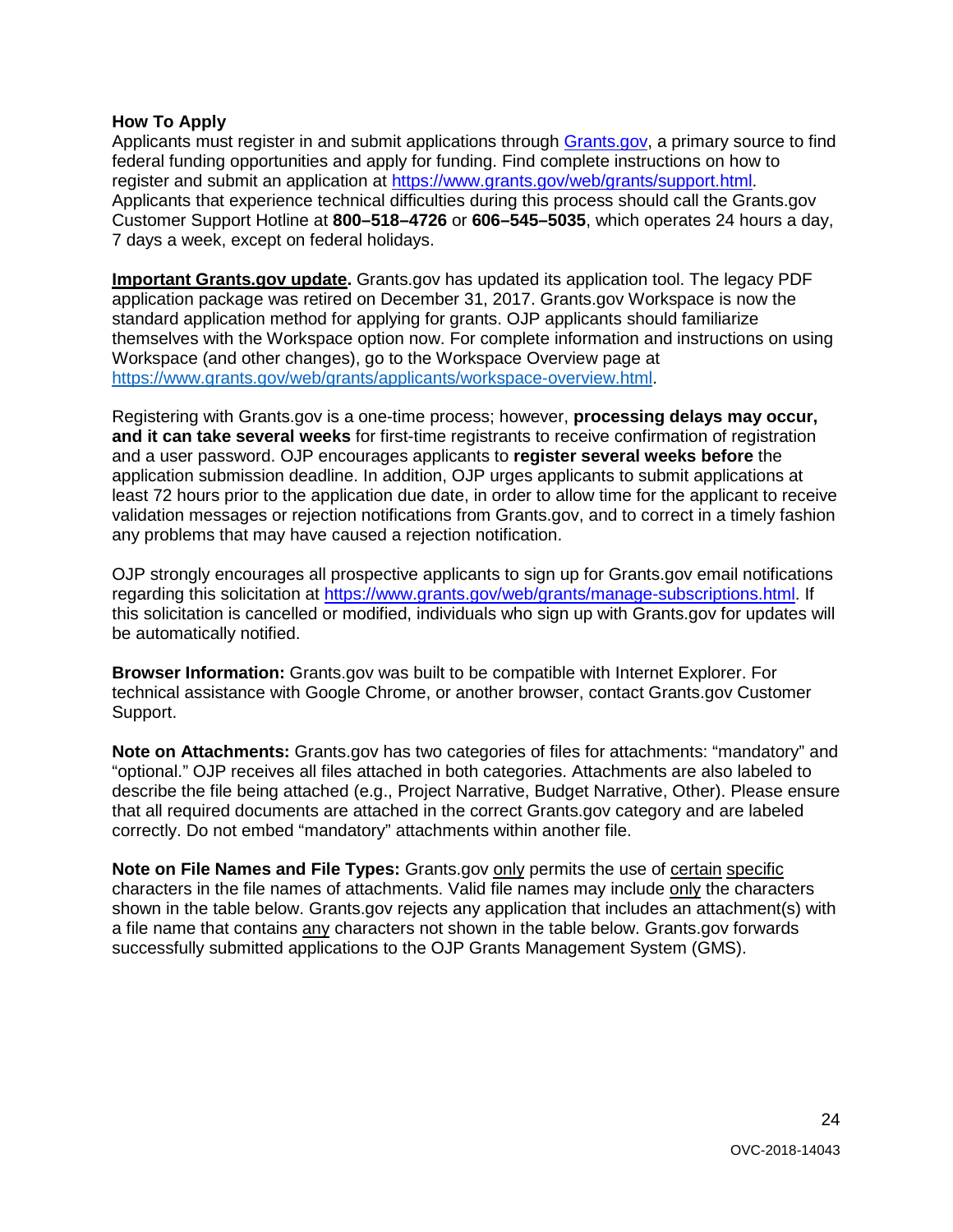**How To Apply**
Applicants must register in and submit applications through Grants.gov, a primary source to find federal funding opportunities and apply for funding. Find complete instructions on how to register and submit an application at https://www.grants.gov/web/grants/support.html. Applicants that experience technical difficulties during this process should call the Grants.gov Customer Support Hotline at **800–518–4726** or **606–545–5035**, which operates 24 hours a day, 7 days a week, except on federal holidays.

**Important Grants.gov update.** Grants.gov has updated its application tool. The legacy PDF application package was retired on December 31, 2017. Grants.gov Workspace is now the standard application method for applying for grants. OJP applicants should familiarize themselves with the Workspace option now. For complete information and instructions on using Workspace (and other changes), go to the Workspace Overview page at https://www.grants.gov/web/grants/applicants/workspace-overview.html.

Registering with Grants.gov is a one-time process; however, **processing delays may occur, and it can take several weeks** for first-time registrants to receive confirmation of registration and a user password. OJP encourages applicants to **register several weeks before** the application submission deadline. In addition, OJP urges applicants to submit applications at least 72 hours prior to the application due date, in order to allow time for the applicant to receive validation messages or rejection notifications from Grants.gov, and to correct in a timely fashion any problems that may have caused a rejection notification.

OJP strongly encourages all prospective applicants to sign up for Grants.gov email notifications regarding this solicitation at https://www.grants.gov/web/grants/manage-subscriptions.html. If this solicitation is cancelled or modified, individuals who sign up with Grants.gov for updates will be automatically notified.

**Browser Information:** Grants.gov was built to be compatible with Internet Explorer. For technical assistance with Google Chrome, or another browser, contact Grants.gov Customer Support.

**Note on Attachments:** Grants.gov has two categories of files for attachments: "mandatory" and "optional." OJP receives all files attached in both categories. Attachments are also labeled to describe the file being attached (e.g., Project Narrative, Budget Narrative, Other). Please ensure that all required documents are attached in the correct Grants.gov category and are labeled correctly. Do not embed "mandatory" attachments within another file.

**Note on File Names and File Types:** Grants.gov only permits the use of certain specific characters in the file names of attachments. Valid file names may include only the characters shown in the table below. Grants.gov rejects any application that includes an attachment(s) with a file name that contains any characters not shown in the table below. Grants.gov forwards successfully submitted applications to the OJP Grants Management System (GMS).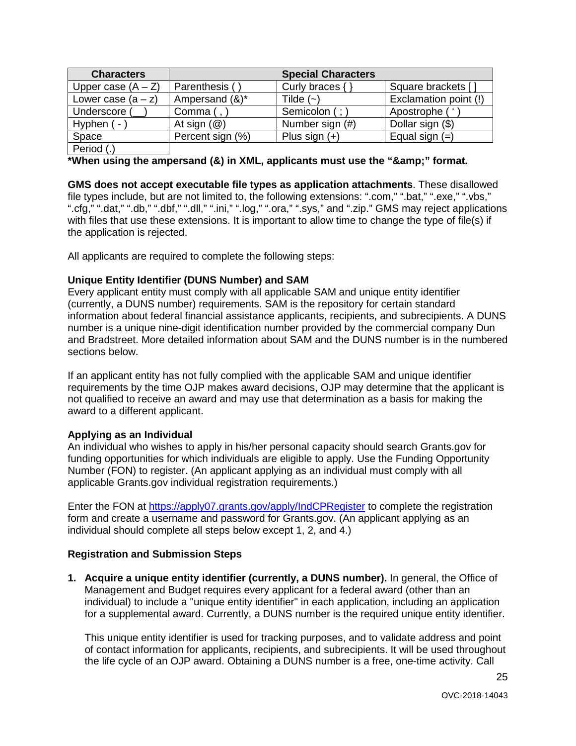| Characters | Special Characters | | |
|---|---|---|---|
| Upper case (A – Z) | Parenthesis ( ) | Curly braces { } | Square brackets [ ] |
| Lower case (a – z) | Ampersand (&)* | Tilde (~) | Exclamation point (!) |
| Underscore (__) | Comma ( , ) | Semicolon ( ; ) | Apostrophe ( ' ) |
| Hyphen ( - ) | At sign (@) | Number sign (#) | Dollar sign ($) |
| Space | Percent sign (%) | Plus sign (+) | Equal sign (=) |
| Period (.) | | | |

**\*When using the ampersand (&) in XML, applicants must use the "&amp;amp;" format.**

**GMS does not accept executable file types as application attachments**. These disallowed file types include, but are not limited to, the following extensions: ".com," ".bat," ".exe," ".vbs," ".cfg," ".dat," ".db," ".dbf," ".dll," ".ini," ".log," ".ora," ".sys," and ".zip." GMS may reject applications with files that use these extensions. It is important to allow time to change the type of file(s) if the application is rejected.

All applicants are required to complete the following steps:

**Unique Entity Identifier (DUNS Number) and SAM**

Every applicant entity must comply with all applicable SAM and unique entity identifier (currently, a DUNS number) requirements. SAM is the repository for certain standard information about federal financial assistance applicants, recipients, and subrecipients. A DUNS number is a unique nine-digit identification number provided by the commercial company Dun and Bradstreet. More detailed information about SAM and the DUNS number is in the numbered sections below.

If an applicant entity has not fully complied with the applicable SAM and unique identifier requirements by the time OJP makes award decisions, OJP may determine that the applicant is not qualified to receive an award and may use that determination as a basis for making the award to a different applicant.

**Applying as an Individual**

An individual who wishes to apply in his/her personal capacity should search Grants.gov for funding opportunities for which individuals are eligible to apply. Use the Funding Opportunity Number (FON) to register. (An applicant applying as an individual must comply with all applicable Grants.gov individual registration requirements.)

Enter the FON at [https://apply07.grants.gov/apply/IndCPRegister](https://apply07.grants.gov/apply/IndCPRegister) to complete the registration form and create a username and password for Grants.gov. (An applicant applying as an individual should complete all steps below except 1, 2, and 4.)

**Registration and Submission Steps**

1. **Acquire a unique entity identifier (currently, a DUNS number).** In general, the Office of Management and Budget requires every applicant for a federal award (other than an individual) to include a "unique entity identifier" in each application, including an application for a supplemental award. Currently, a DUNS number is the required unique entity identifier.

   This unique entity identifier is used for tracking purposes, and to validate address and point of contact information for applicants, recipients, and subrecipients. It will be used throughout the life cycle of an OJP award. Obtaining a DUNS number is a free, one-time activity. Call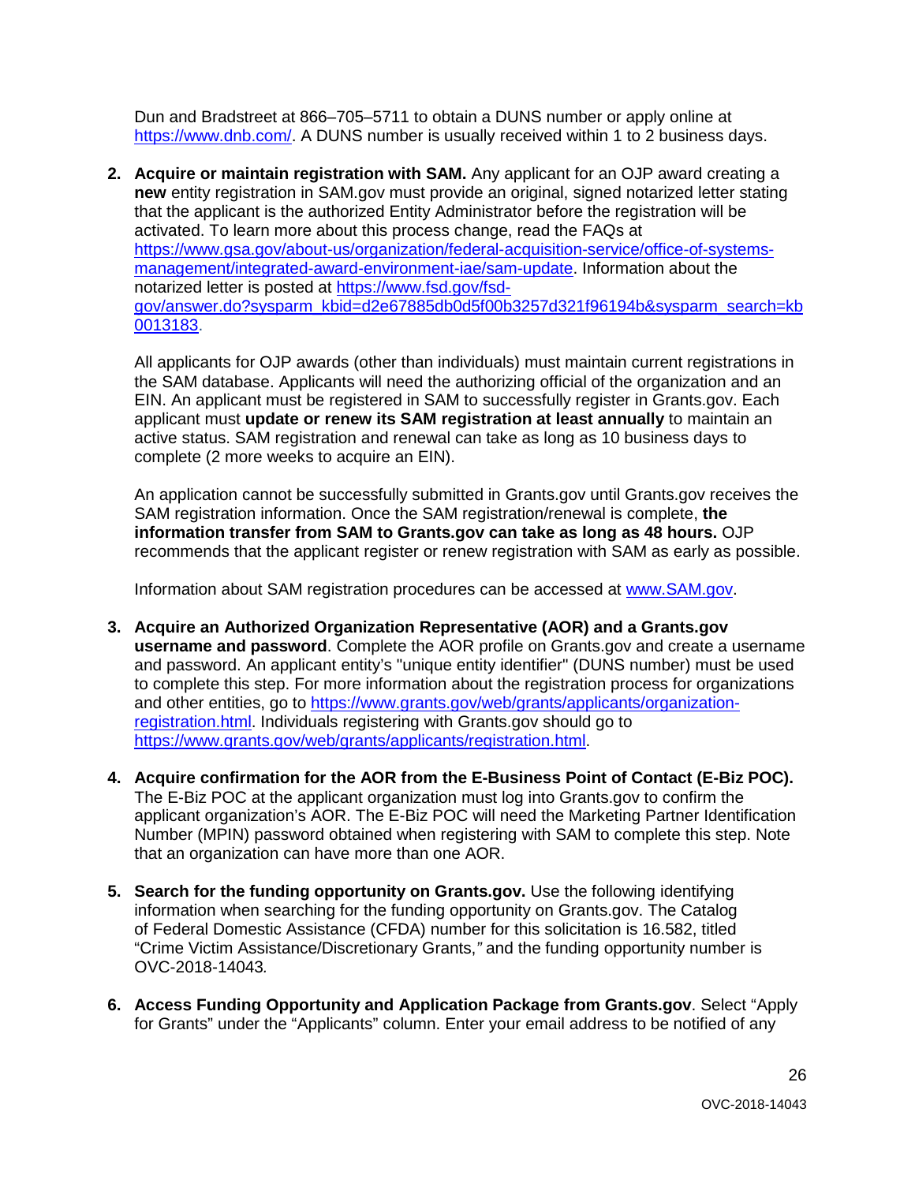Dun and Bradstreet at 866–705–5711 to obtain a DUNS number or apply online at https://www.dnb.com/. A DUNS number is usually received within 1 to 2 business days.

2. **Acquire or maintain registration with SAM.** Any applicant for an OJP award creating a **new** entity registration in SAM.gov must provide an original, signed notarized letter stating that the applicant is the authorized Entity Administrator before the registration will be activated. To learn more about this process change, read the FAQs at https://www.gsa.gov/about-us/organization/federal-acquisition-service/office-of-systems-management/integrated-award-environment-iae/sam-update. Information about the notarized letter is posted at https://www.fsd.gov/fsd-gov/answer.do?sysparm_kbid=d2e67885db0d5f00b3257d321f96194b&sysparm_search=kb0013183.

   All applicants for OJP awards (other than individuals) must maintain current registrations in the SAM database. Applicants will need the authorizing official of the organization and an EIN. An applicant must be registered in SAM to successfully register in Grants.gov. Each applicant must **update or renew its SAM registration at least annually** to maintain an active status. SAM registration and renewal can take as long as 10 business days to complete (2 more weeks to acquire an EIN).

   An application cannot be successfully submitted in Grants.gov until Grants.gov receives the SAM registration information. Once the SAM registration/renewal is complete, **the information transfer from SAM to Grants.gov can take as long as 48 hours.** OJP recommends that the applicant register or renew registration with SAM as early as possible.

   Information about SAM registration procedures can be accessed at www.SAM.gov.

3. **Acquire an Authorized Organization Representative (AOR) and a Grants.gov username and password**. Complete the AOR profile on Grants.gov and create a username and password. An applicant entity's "unique entity identifier" (DUNS number) must be used to complete this step. For more information about the registration process for organizations and other entities, go to https://www.grants.gov/web/grants/applicants/organization-registration.html. Individuals registering with Grants.gov should go to https://www.grants.gov/web/grants/applicants/registration.html.

4. **Acquire confirmation for the AOR from the E-Business Point of Contact (E-Biz POC).** The E-Biz POC at the applicant organization must log into Grants.gov to confirm the applicant organization's AOR. The E-Biz POC will need the Marketing Partner Identification Number (MPIN) password obtained when registering with SAM to complete this step. Note that an organization can have more than one AOR.

5. **Search for the funding opportunity on Grants.gov.** Use the following identifying information when searching for the funding opportunity on Grants.gov. The Catalog of Federal Domestic Assistance (CFDA) number for this solicitation is 16.582, titled "Crime Victim Assistance/Discretionary Grants," and the funding opportunity number is OVC-2018-14043*.*

6. **Access Funding Opportunity and Application Package from Grants.gov**. Select "Apply for Grants" under the "Applicants" column. Enter your email address to be notified of any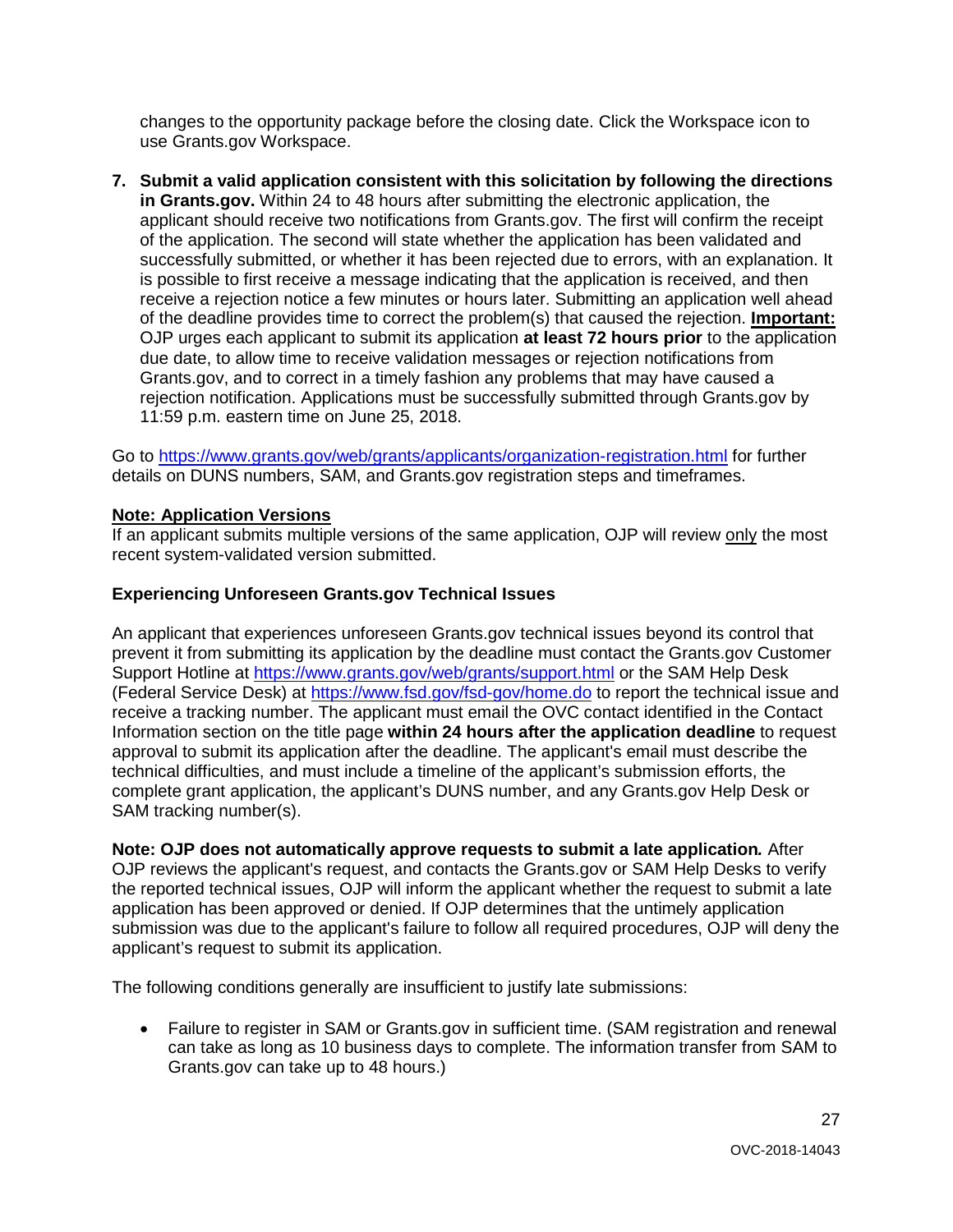changes to the opportunity package before the closing date. Click the Workspace icon to use Grants.gov Workspace.

7. **Submit a valid application consistent with this solicitation by following the directions in Grants.gov.** Within 24 to 48 hours after submitting the electronic application, the applicant should receive two notifications from Grants.gov. The first will confirm the receipt of the application. The second will state whether the application has been validated and successfully submitted, or whether it has been rejected due to errors, with an explanation. It is possible to first receive a message indicating that the application is received, and then receive a rejection notice a few minutes or hours later. Submitting an application well ahead of the deadline provides time to correct the problem(s) that caused the rejection. **Important:** OJP urges each applicant to submit its application **at least 72 hours prior** to the application due date, to allow time to receive validation messages or rejection notifications from Grants.gov, and to correct in a timely fashion any problems that may have caused a rejection notification. Applications must be successfully submitted through Grants.gov by 11:59 p.m. eastern time on June 25, 2018.

Go to https://www.grants.gov/web/grants/applicants/organization-registration.html for further details on DUNS numbers, SAM, and Grants.gov registration steps and timeframes.

**Note: Application Versions**
If an applicant submits multiple versions of the same application, OJP will review only the most recent system-validated version submitted.

**Experiencing Unforeseen Grants.gov Technical Issues**

An applicant that experiences unforeseen Grants.gov technical issues beyond its control that prevent it from submitting its application by the deadline must contact the Grants.gov Customer Support Hotline at https://www.grants.gov/web/grants/support.html or the SAM Help Desk (Federal Service Desk) at https://www.fsd.gov/fsd-gov/home.do to report the technical issue and receive a tracking number. The applicant must email the OVC contact identified in the Contact Information section on the title page **within 24 hours after the application deadline** to request approval to submit its application after the deadline. The applicant's email must describe the technical difficulties, and must include a timeline of the applicant's submission efforts, the complete grant application, the applicant's DUNS number, and any Grants.gov Help Desk or SAM tracking number(s).

**Note: OJP does not automatically approve requests to submit a late application*.*** After OJP reviews the applicant's request, and contacts the Grants.gov or SAM Help Desks to verify the reported technical issues, OJP will inform the applicant whether the request to submit a late application has been approved or denied. If OJP determines that the untimely application submission was due to the applicant's failure to follow all required procedures, OJP will deny the applicant's request to submit its application.

The following conditions generally are insufficient to justify late submissions:

- Failure to register in SAM or Grants.gov in sufficient time. (SAM registration and renewal can take as long as 10 business days to complete. The information transfer from SAM to Grants.gov can take up to 48 hours.)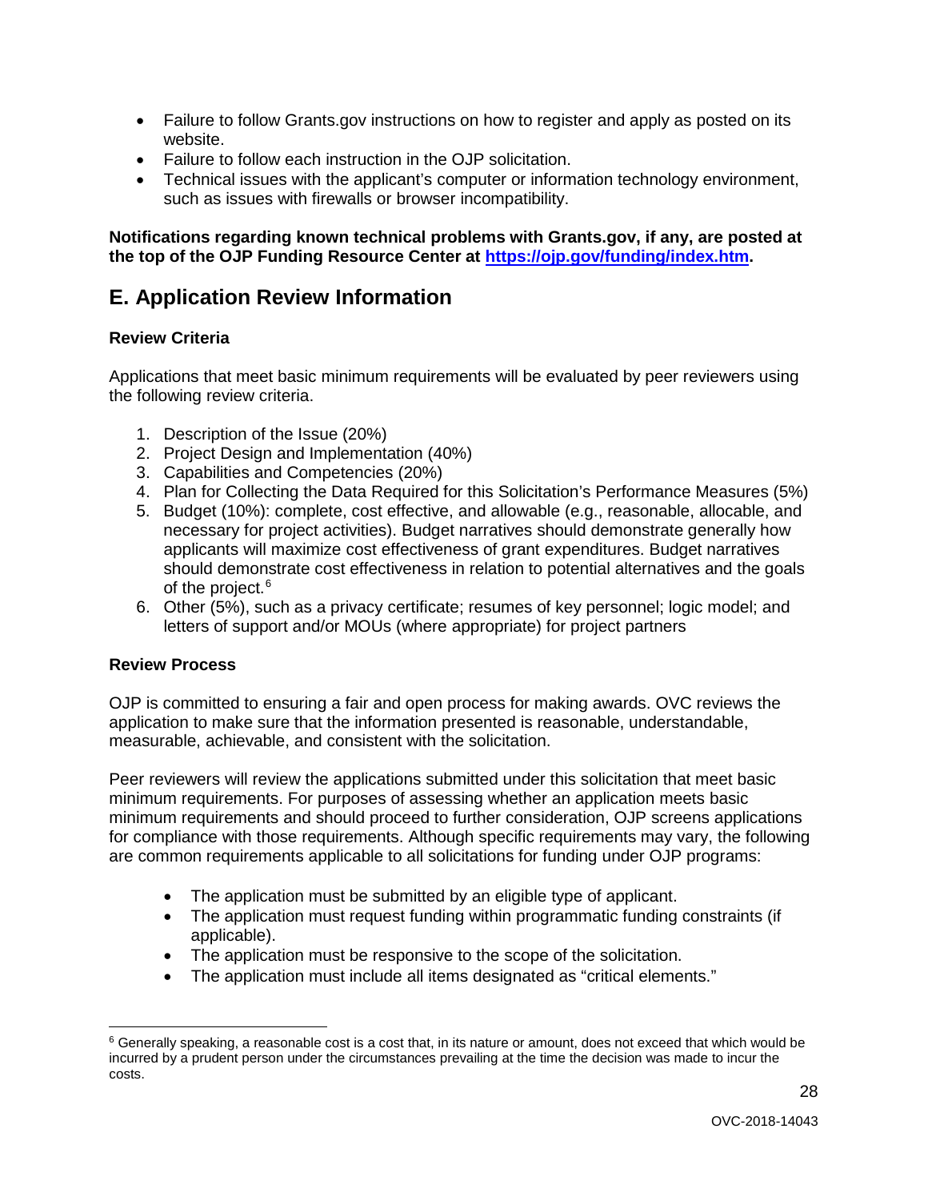- Failure to follow Grants.gov instructions on how to register and apply as posted on its website.
- Failure to follow each instruction in the OJP solicitation.
- Technical issues with the applicant's computer or information technology environment, such as issues with firewalls or browser incompatibility.

**Notifications regarding known technical problems with Grants.gov, if any, are posted at the top of the OJP Funding Resource Center at [https://ojp.gov/funding/index.htm](https://ojp.gov/funding/index.htm).**

## E. Application Review Information

### Review Criteria

Applications that meet basic minimum requirements will be evaluated by peer reviewers using the following review criteria.

1. Description of the Issue (20%)
2. Project Design and Implementation (40%)
3. Capabilities and Competencies (20%)
4. Plan for Collecting the Data Required for this Solicitation's Performance Measures (5%)
5. Budget (10%): complete, cost effective, and allowable (e.g., reasonable, allocable, and necessary for project activities). Budget narratives should demonstrate generally how applicants will maximize cost effectiveness of grant expenditures. Budget narratives should demonstrate cost effectiveness in relation to potential alternatives and the goals of the project.[6]
6. Other (5%), such as a privacy certificate; resumes of key personnel; logic model; and letters of support and/or MOUs (where appropriate) for project partners

### Review Process

OJP is committed to ensuring a fair and open process for making awards. OVC reviews the application to make sure that the information presented is reasonable, understandable, measurable, achievable, and consistent with the solicitation.

Peer reviewers will review the applications submitted under this solicitation that meet basic minimum requirements. For purposes of assessing whether an application meets basic minimum requirements and should proceed to further consideration, OJP screens applications for compliance with those requirements. Although specific requirements may vary, the following are common requirements applicable to all solicitations for funding under OJP programs:

- The application must be submitted by an eligible type of applicant.
- The application must request funding within programmatic funding constraints (if applicable).
- The application must be responsive to the scope of the solicitation.
- The application must include all items designated as "critical elements."

[6] Generally speaking, a reasonable cost is a cost that, in its nature or amount, does not exceed that which would be incurred by a prudent person under the circumstances prevailing at the time the decision was made to incur the costs.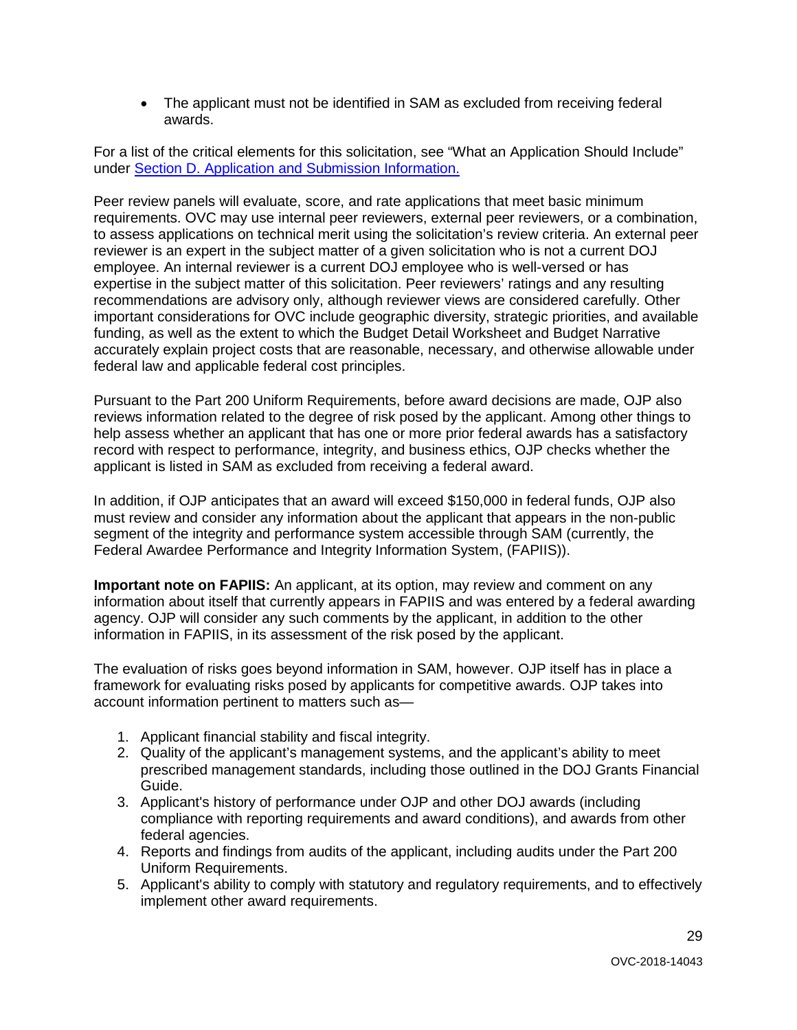- The applicant must not be identified in SAM as excluded from receiving federal awards.

For a list of the critical elements for this solicitation, see "What an Application Should Include" under [Section D. Application and Submission Information.](#)

Peer review panels will evaluate, score, and rate applications that meet basic minimum requirements. OVC may use internal peer reviewers, external peer reviewers, or a combination, to assess applications on technical merit using the solicitation's review criteria. An external peer reviewer is an expert in the subject matter of a given solicitation who is not a current DOJ employee. An internal reviewer is a current DOJ employee who is well-versed or has expertise in the subject matter of this solicitation. Peer reviewers' ratings and any resulting recommendations are advisory only, although reviewer views are considered carefully. Other important considerations for OVC include geographic diversity, strategic priorities, and available funding, as well as the extent to which the Budget Detail Worksheet and Budget Narrative accurately explain project costs that are reasonable, necessary, and otherwise allowable under federal law and applicable federal cost principles.

Pursuant to the Part 200 Uniform Requirements, before award decisions are made, OJP also reviews information related to the degree of risk posed by the applicant. Among other things to help assess whether an applicant that has one or more prior federal awards has a satisfactory record with respect to performance, integrity, and business ethics, OJP checks whether the applicant is listed in SAM as excluded from receiving a federal award.

In addition, if OJP anticipates that an award will exceed $150,000 in federal funds, OJP also must review and consider any information about the applicant that appears in the non-public segment of the integrity and performance system accessible through SAM (currently, the Federal Awardee Performance and Integrity Information System, (FAPIIS)).

**Important note on FAPIIS:** An applicant, at its option, may review and comment on any information about itself that currently appears in FAPIIS and was entered by a federal awarding agency. OJP will consider any such comments by the applicant, in addition to the other information in FAPIIS, in its assessment of the risk posed by the applicant.

The evaluation of risks goes beyond information in SAM, however. OJP itself has in place a framework for evaluating risks posed by applicants for competitive awards. OJP takes into account information pertinent to matters such as—

1. Applicant financial stability and fiscal integrity.
2. Quality of the applicant's management systems, and the applicant's ability to meet prescribed management standards, including those outlined in the DOJ Grants Financial Guide.
3. Applicant's history of performance under OJP and other DOJ awards (including compliance with reporting requirements and award conditions), and awards from other federal agencies.
4. Reports and findings from audits of the applicant, including audits under the Part 200 Uniform Requirements.
5. Applicant's ability to comply with statutory and regulatory requirements, and to effectively implement other award requirements.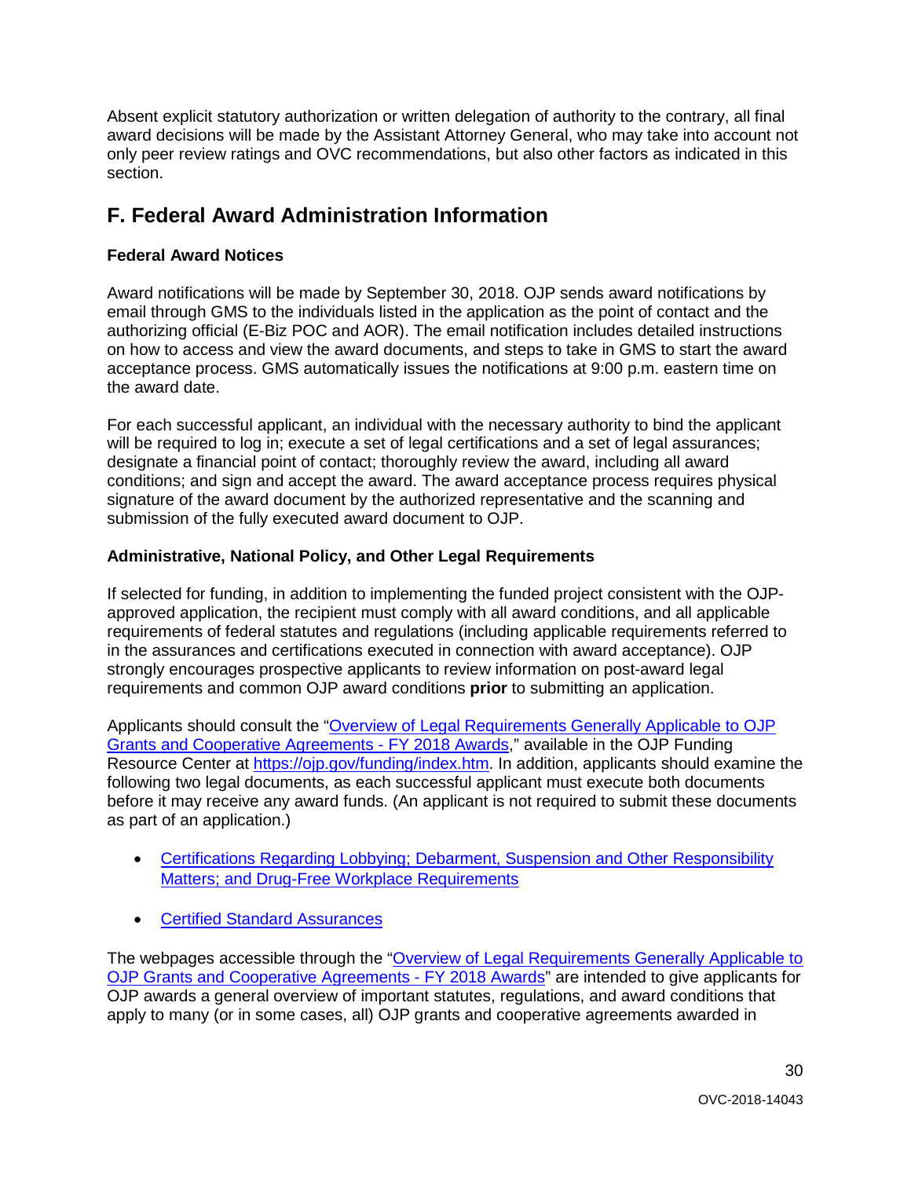Absent explicit statutory authorization or written delegation of authority to the contrary, all final award decisions will be made by the Assistant Attorney General, who may take into account not only peer review ratings and OVC recommendations, but also other factors as indicated in this section.

## F. Federal Award Administration Information

### Federal Award Notices

Award notifications will be made by September 30, 2018. OJP sends award notifications by email through GMS to the individuals listed in the application as the point of contact and the authorizing official (E-Biz POC and AOR). The email notification includes detailed instructions on how to access and view the award documents, and steps to take in GMS to start the award acceptance process. GMS automatically issues the notifications at 9:00 p.m. eastern time on the award date.

For each successful applicant, an individual with the necessary authority to bind the applicant will be required to log in; execute a set of legal certifications and a set of legal assurances; designate a financial point of contact; thoroughly review the award, including all award conditions; and sign and accept the award. The award acceptance process requires physical signature of the award document by the authorized representative and the scanning and submission of the fully executed award document to OJP.

### Administrative, National Policy, and Other Legal Requirements

If selected for funding, in addition to implementing the funded project consistent with the OJP-approved application, the recipient must comply with all award conditions, and all applicable requirements of federal statutes and regulations (including applicable requirements referred to in the assurances and certifications executed in connection with award acceptance). OJP strongly encourages prospective applicants to review information on post-award legal requirements and common OJP award conditions **prior** to submitting an application.

Applicants should consult the "Overview of Legal Requirements Generally Applicable to OJP Grants and Cooperative Agreements - FY 2018 Awards," available in the OJP Funding Resource Center at https://ojp.gov/funding/index.htm. In addition, applicants should examine the following two legal documents, as each successful applicant must execute both documents before it may receive any award funds. (An applicant is not required to submit these documents as part of an application.)

- Certifications Regarding Lobbying; Debarment, Suspension and Other Responsibility Matters; and Drug-Free Workplace Requirements
- Certified Standard Assurances

The webpages accessible through the "Overview of Legal Requirements Generally Applicable to OJP Grants and Cooperative Agreements - FY 2018 Awards" are intended to give applicants for OJP awards a general overview of important statutes, regulations, and award conditions that apply to many (or in some cases, all) OJP grants and cooperative agreements awarded in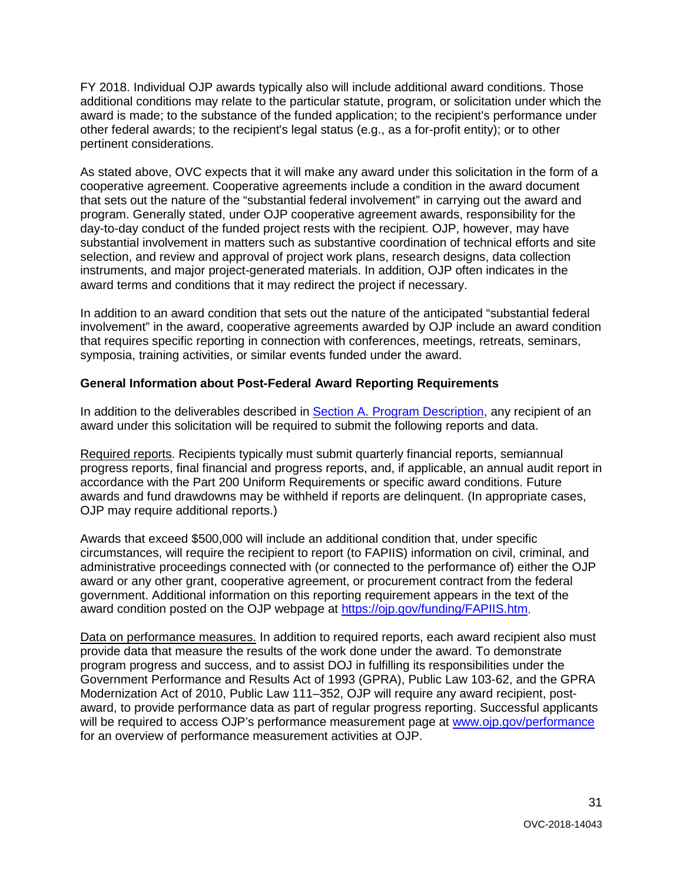FY 2018. Individual OJP awards typically also will include additional award conditions. Those additional conditions may relate to the particular statute, program, or solicitation under which the award is made; to the substance of the funded application; to the recipient's performance under other federal awards; to the recipient's legal status (e.g., as a for-profit entity); or to other pertinent considerations.

As stated above, OVC expects that it will make any award under this solicitation in the form of a cooperative agreement. Cooperative agreements include a condition in the award document that sets out the nature of the "substantial federal involvement" in carrying out the award and program. Generally stated, under OJP cooperative agreement awards, responsibility for the day-to-day conduct of the funded project rests with the recipient. OJP, however, may have substantial involvement in matters such as substantive coordination of technical efforts and site selection, and review and approval of project work plans, research designs, data collection instruments, and major project-generated materials. In addition, OJP often indicates in the award terms and conditions that it may redirect the project if necessary.

In addition to an award condition that sets out the nature of the anticipated "substantial federal involvement" in the award, cooperative agreements awarded by OJP include an award condition that requires specific reporting in connection with conferences, meetings, retreats, seminars, symposia, training activities, or similar events funded under the award.

**General Information about Post-Federal Award Reporting Requirements**

In addition to the deliverables described in [Section A. Program Description](), any recipient of an award under this solicitation will be required to submit the following reports and data.

Required reports. Recipients typically must submit quarterly financial reports, semiannual progress reports, final financial and progress reports, and, if applicable, an annual audit report in accordance with the Part 200 Uniform Requirements or specific award conditions. Future awards and fund drawdowns may be withheld if reports are delinquent. (In appropriate cases, OJP may require additional reports.)

Awards that exceed $500,000 will include an additional condition that, under specific circumstances, will require the recipient to report (to FAPIIS) information on civil, criminal, and administrative proceedings connected with (or connected to the performance of) either the OJP award or any other grant, cooperative agreement, or procurement contract from the federal government. Additional information on this reporting requirement appears in the text of the award condition posted on the OJP webpage at [https://ojp.gov/funding/FAPIIS.htm](https://ojp.gov/funding/FAPIIS.htm).

Data on performance measures. In addition to required reports, each award recipient also must provide data that measure the results of the work done under the award. To demonstrate program progress and success, and to assist DOJ in fulfilling its responsibilities under the Government Performance and Results Act of 1993 (GPRA), Public Law 103-62, and the GPRA Modernization Act of 2010, Public Law 111–352, OJP will require any award recipient, post-award, to provide performance data as part of regular progress reporting. Successful applicants will be required to access OJP's performance measurement page at [www.ojp.gov/performance](www.ojp.gov/performance) for an overview of performance measurement activities at OJP.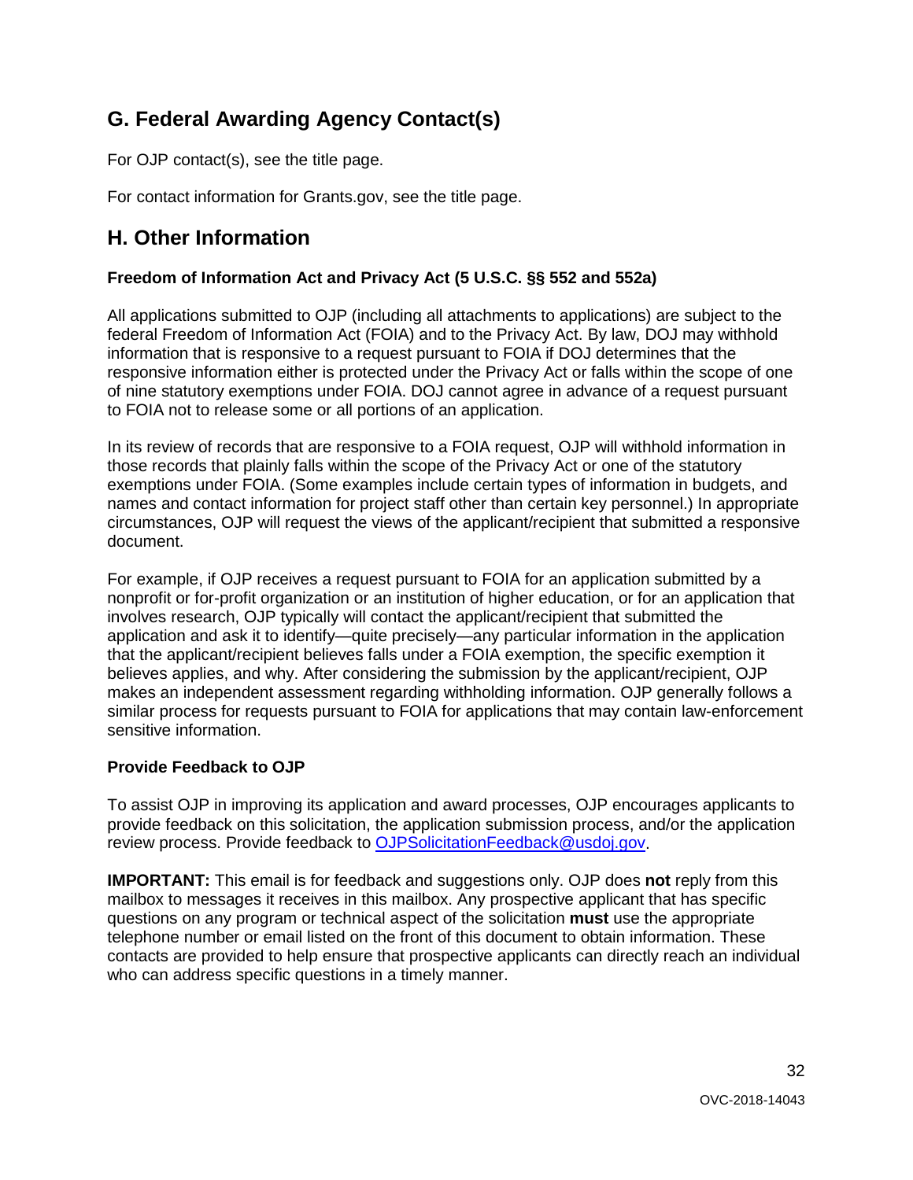## G. Federal Awarding Agency Contact(s)

For OJP contact(s), see the title page.

For contact information for Grants.gov, see the title page.

## H. Other Information

### Freedom of Information Act and Privacy Act (5 U.S.C. §§ 552 and 552a)

All applications submitted to OJP (including all attachments to applications) are subject to the federal Freedom of Information Act (FOIA) and to the Privacy Act. By law, DOJ may withhold information that is responsive to a request pursuant to FOIA if DOJ determines that the responsive information either is protected under the Privacy Act or falls within the scope of one of nine statutory exemptions under FOIA. DOJ cannot agree in advance of a request pursuant to FOIA not to release some or all portions of an application.

In its review of records that are responsive to a FOIA request, OJP will withhold information in those records that plainly falls within the scope of the Privacy Act or one of the statutory exemptions under FOIA. (Some examples include certain types of information in budgets, and names and contact information for project staff other than certain key personnel.) In appropriate circumstances, OJP will request the views of the applicant/recipient that submitted a responsive document.

For example, if OJP receives a request pursuant to FOIA for an application submitted by a nonprofit or for-profit organization or an institution of higher education, or for an application that involves research, OJP typically will contact the applicant/recipient that submitted the application and ask it to identify—quite precisely—any particular information in the application that the applicant/recipient believes falls under a FOIA exemption, the specific exemption it believes applies, and why. After considering the submission by the applicant/recipient, OJP makes an independent assessment regarding withholding information. OJP generally follows a similar process for requests pursuant to FOIA for applications that may contain law-enforcement sensitive information.

### Provide Feedback to OJP

To assist OJP in improving its application and award processes, OJP encourages applicants to provide feedback on this solicitation, the application submission process, and/or the application review process. Provide feedback to [OJPSolicitationFeedback@usdoj.gov](mailto:OJPSolicitationFeedback@usdoj.gov).

**IMPORTANT:** This email is for feedback and suggestions only. OJP does **not** reply from this mailbox to messages it receives in this mailbox. Any prospective applicant that has specific questions on any program or technical aspect of the solicitation **must** use the appropriate telephone number or email listed on the front of this document to obtain information. These contacts are provided to help ensure that prospective applicants can directly reach an individual who can address specific questions in a timely manner.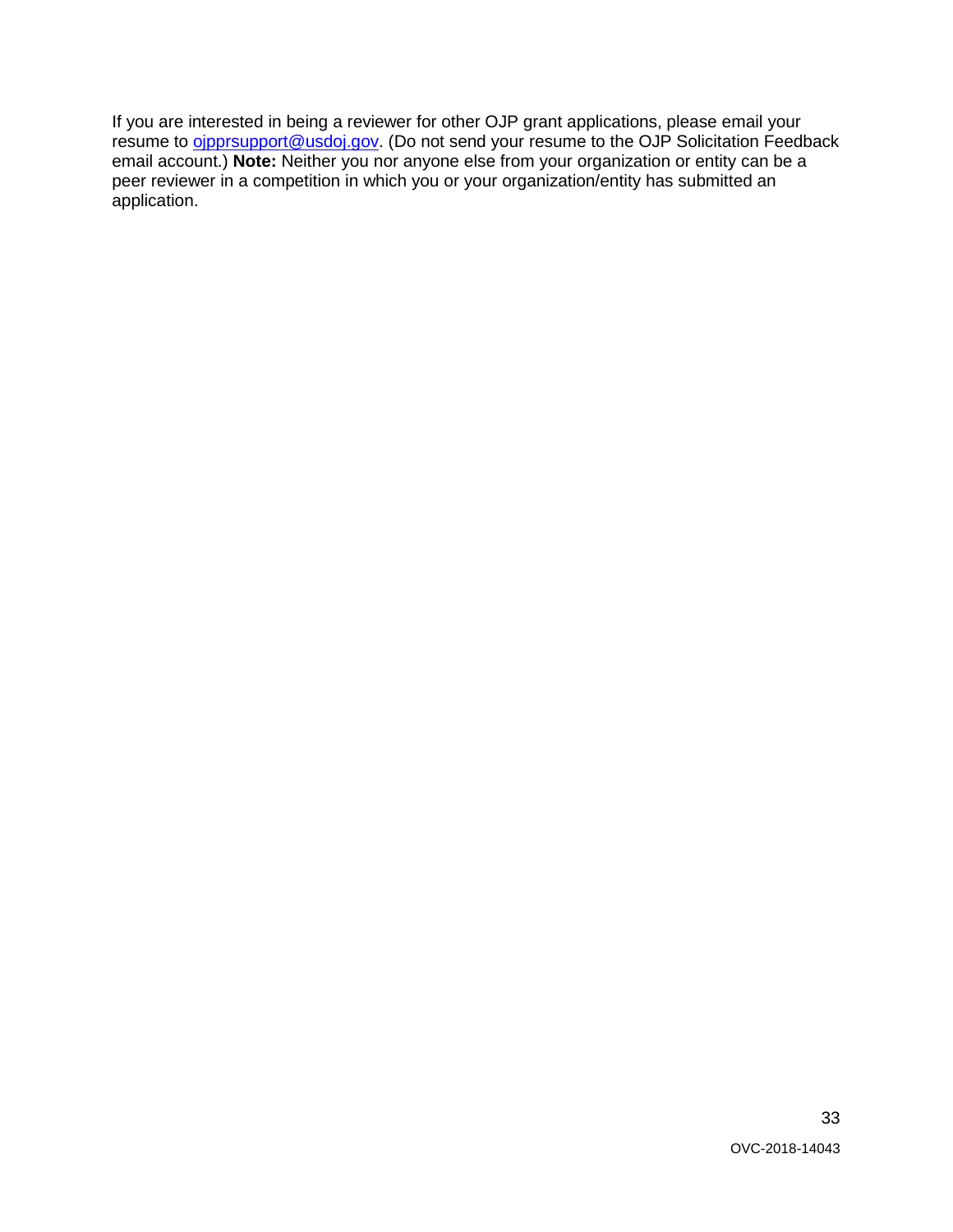If you are interested in being a reviewer for other OJP grant applications, please email your resume to [ojpprsupport@usdoj.gov](mailto:ojpprsupport@usdoj.gov). (Do not send your resume to the OJP Solicitation Feedback email account.) **Note:** Neither you nor anyone else from your organization or entity can be a peer reviewer in a competition in which you or your organization/entity has submitted an application.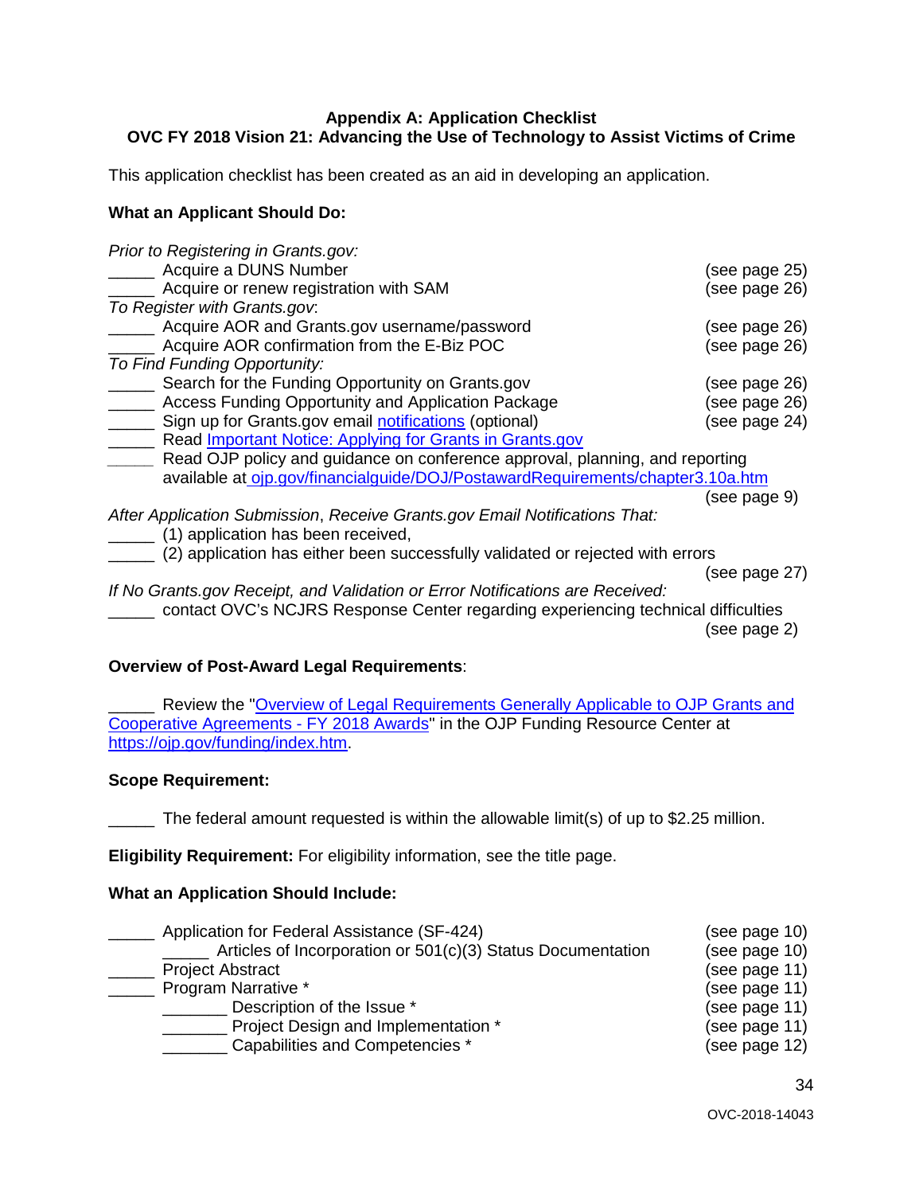**Appendix A: Application Checklist**
**OVC FY 2018 Vision 21: Advancing the Use of Technology to Assist Victims of Crime**

This application checklist has been created as an aid in developing an application.

**What an Applicant Should Do:**

*Prior to Registering in Grants.gov:*
_____ Acquire a DUNS Number (see page 25)
_____ Acquire or renew registration with SAM (see page 26)
*To Register with Grants.gov*:
_____ Acquire AOR and Grants.gov username/password (see page 26)
_____ Acquire AOR confirmation from the E-Biz POC (see page 26)
*To Find Funding Opportunity:*
_____ Search for the Funding Opportunity on Grants.gov (see page 26)
_____ Access Funding Opportunity and Application Package (see page 26)
_____ Sign up for Grants.gov email notifications (optional) (see page 24)
_____ Read Important Notice: Applying for Grants in Grants.gov
_____ Read OJP policy and guidance on conference approval, planning, and reporting available at ojp.gov/financialguide/DOJ/PostawardRequirements/chapter3.10a.htm (see page 9)
*After Application Submission, Receive Grants.gov Email Notifications That:*
_____ (1) application has been received,
_____ (2) application has either been successfully validated or rejected with errors (see page 27)
*If No Grants.gov Receipt, and Validation or Error Notifications are Received:*
_____ contact OVC's NCJRS Response Center regarding experiencing technical difficulties (see page 2)

**Overview of Post-Award Legal Requirements**:

_____ Review the "Overview of Legal Requirements Generally Applicable to OJP Grants and Cooperative Agreements - FY 2018 Awards" in the OJP Funding Resource Center at https://ojp.gov/funding/index.htm.

**Scope Requirement:**

_____ The federal amount requested is within the allowable limit(s) of up to $2.25 million.

**Eligibility Requirement:** For eligibility information, see the title page.

**What an Application Should Include:**

_____ Application for Federal Assistance (SF-424) (see page 10)
    _____ Articles of Incorporation or 501(c)(3) Status Documentation (see page 10)
_____ Project Abstract (see page 11)
_____ Program Narrative * (see page 11)
    _______ Description of the Issue * (see page 11)
    _______ Project Design and Implementation * (see page 11)
    _______ Capabilities and Competencies * (see page 12)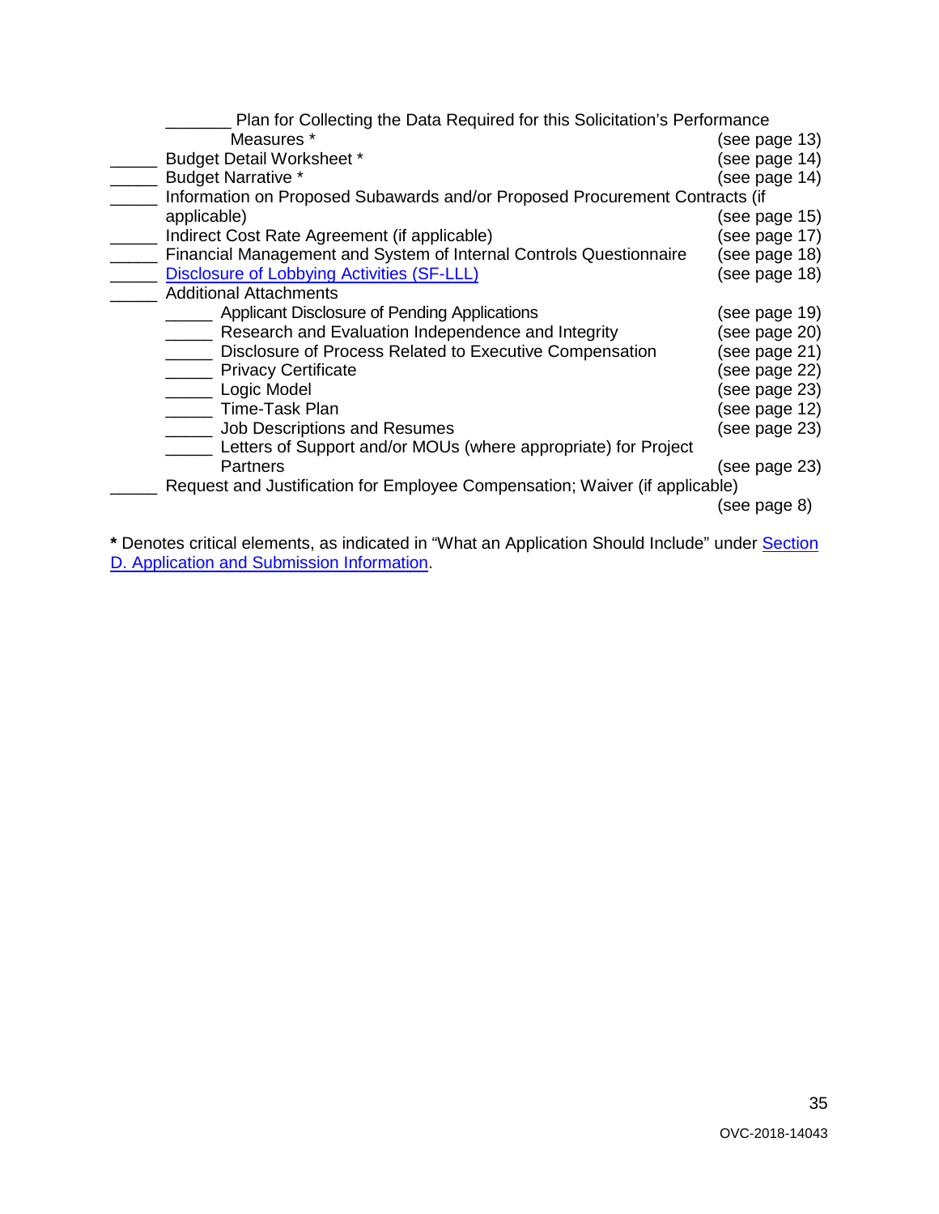_______ Plan for Collecting the Data Required for this Solicitation's Performance Measures * (see page 13)

_____ Budget Detail Worksheet * (see page 14)

_____ Budget Narrative * (see page 14)

_____ Information on Proposed Subawards and/or Proposed Procurement Contracts (if applicable) (see page 15)

_____ Indirect Cost Rate Agreement (if applicable) (see page 17)

_____ Financial Management and System of Internal Controls Questionnaire (see page 18)

_____ Disclosure of Lobbying Activities (SF-LLL) (see page 18)

_____ Additional Attachments

- _____ Applicant Disclosure of Pending Applications (see page 19)
- _____ Research and Evaluation Independence and Integrity (see page 20)
- _____ Disclosure of Process Related to Executive Compensation (see page 21)
- _____ Privacy Certificate (see page 22)
- _____ Logic Model (see page 23)
- _____ Time-Task Plan (see page 12)
- _____ Job Descriptions and Resumes (see page 23)
- _____ Letters of Support and/or MOUs (where appropriate) for Project Partners (see page 23)

_____ Request and Justification for Employee Compensation; Waiver (if applicable) (see page 8)

**\*** Denotes critical elements, as indicated in "What an Application Should Include" under Section D. Application and Submission Information.